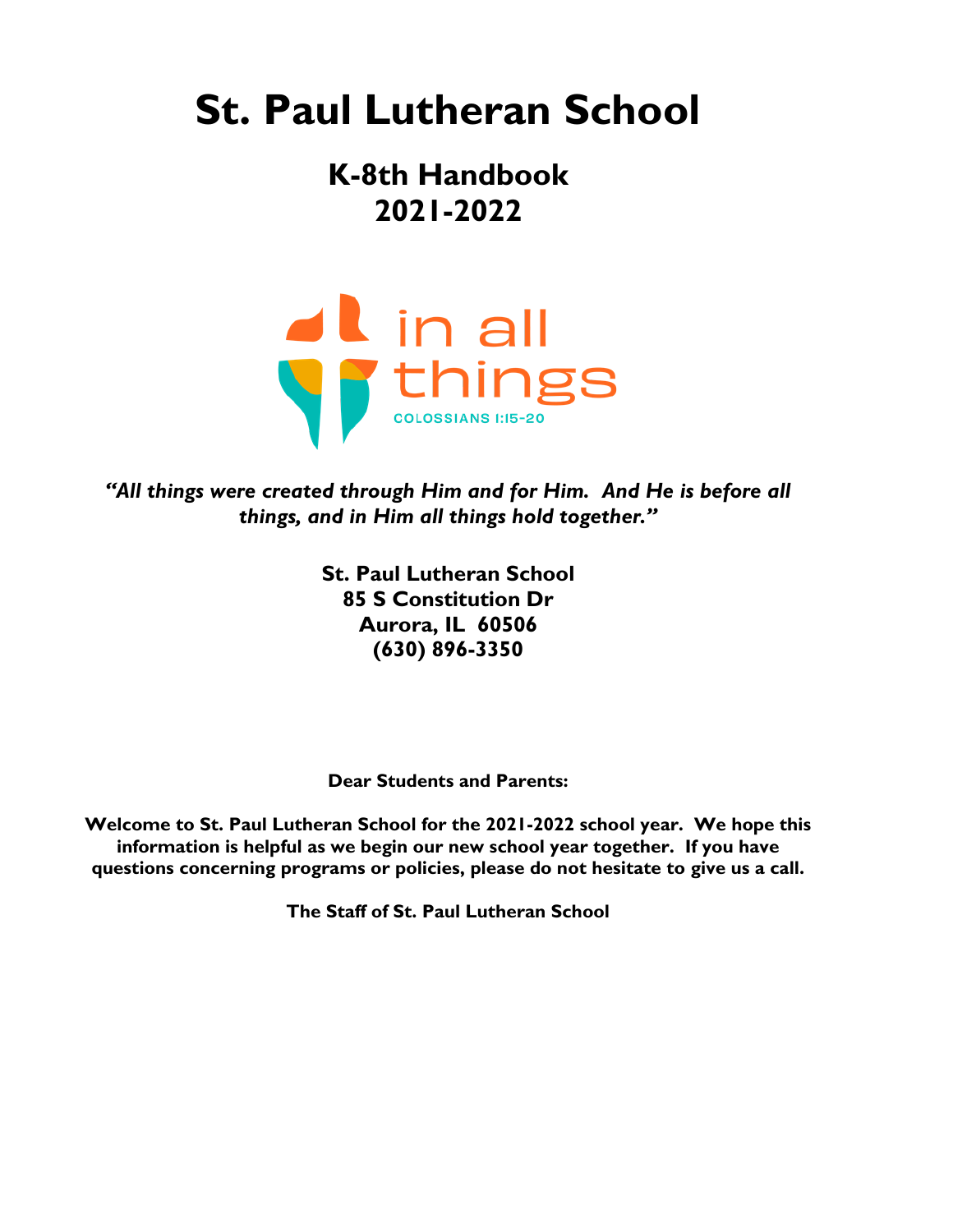# St. Paul Lutheran School

## K-8th Handbook
## 2021-2022

in all things

COLOSSIANS 1:15-20

*"All things were created through Him and for Him. And He is before all things, and in Him all things hold together."*

**St. Paul Lutheran School**
**85 S Constitution Dr**
**Aurora, IL 60506**
**(630) 896-3350**

**Dear Students and Parents:**

**Welcome to St. Paul Lutheran School for the 2021-2022 school year. We hope this information is helpful as we begin our new school year together. If you have questions concerning programs or policies, please do not hesitate to give us a call.**

**The Staff of St. Paul Lutheran School**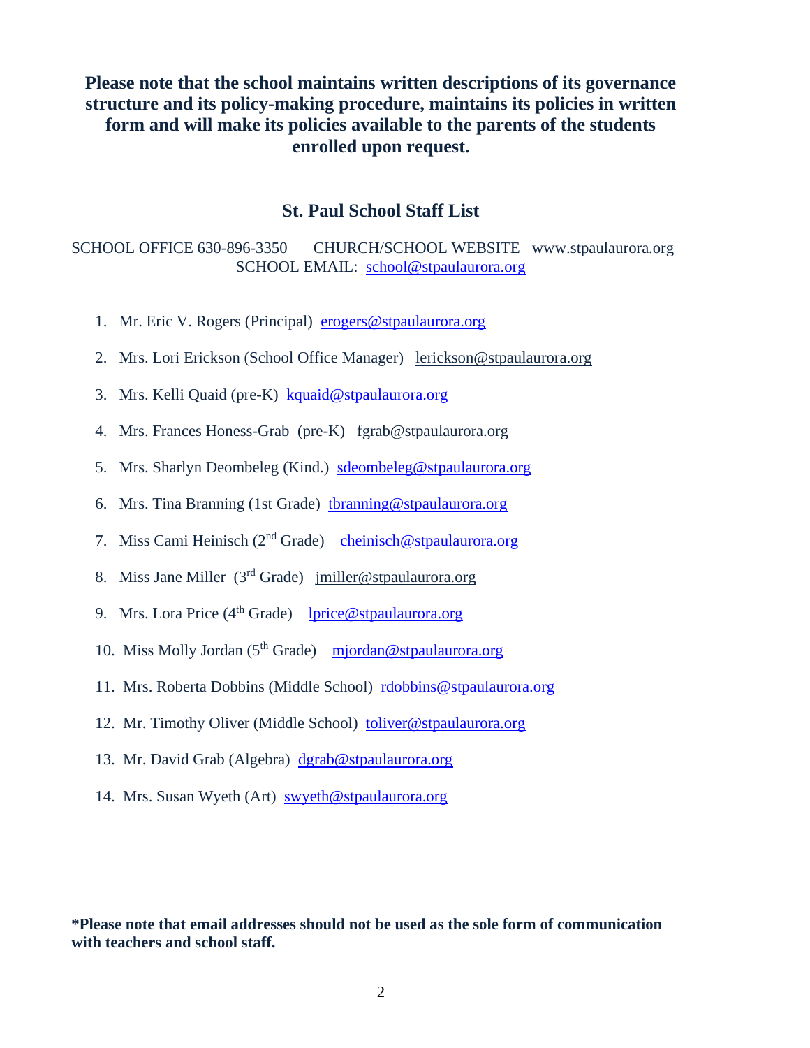**Please note that the school maintains written descriptions of its governance structure and its policy-making procedure, maintains its policies in written form and will make its policies available to the parents of the students enrolled upon request.**

## St. Paul School Staff List

SCHOOL OFFICE 630-896-3350 CHURCH/SCHOOL WEBSITE www.stpaulaurora.org
SCHOOL EMAIL: school@stpaulaurora.org

1. Mr. Eric V. Rogers (Principal) erogers@stpaulaurora.org
2. Mrs. Lori Erickson (School Office Manager) lerickson@stpaulaurora.org
3. Mrs. Kelli Quaid (pre-K) kquaid@stpaulaurora.org
4. Mrs. Frances Honess-Grab (pre-K) fgrab@stpaulaurora.org
5. Mrs. Sharlyn Deombeleg (Kind.) sdeombeleg@stpaulaurora.org
6. Mrs. Tina Branning (1st Grade) tbranning@stpaulaurora.org
7. Miss Cami Heinisch (2nd Grade) cheinisch@stpaulaurora.org
8. Miss Jane Miller (3rd Grade) jmiller@stpaulaurora.org
9. Mrs. Lora Price (4th Grade) lprice@stpaulaurora.org
10. Miss Molly Jordan (5th Grade) mjordan@stpaulaurora.org
11. Mrs. Roberta Dobbins (Middle School) rdobbins@stpaulaurora.org
12. Mr. Timothy Oliver (Middle School) toliver@stpaulaurora.org
13. Mr. David Grab (Algebra) dgrab@stpaulaurora.org
14. Mrs. Susan Wyeth (Art) swyeth@stpaulaurora.org

**\*Please note that email addresses should not be used as the sole form of communication with teachers and school staff.**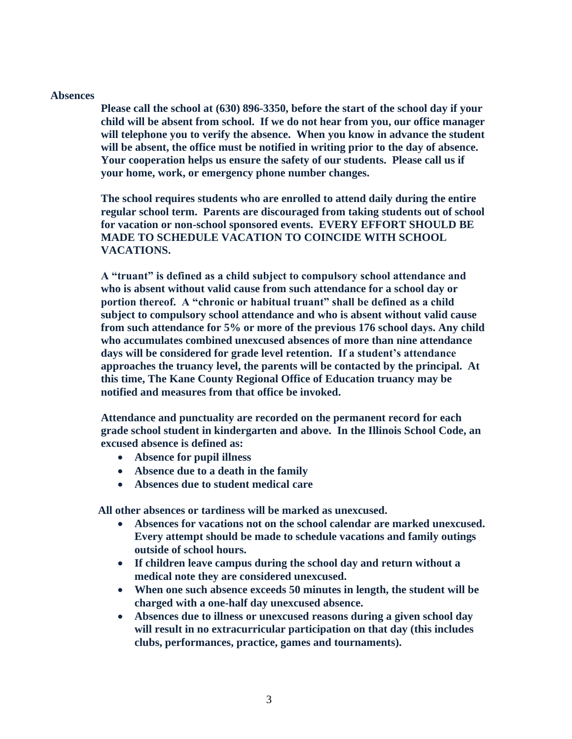## Absences

**Please call the school at (630) 896-3350, before the start of the school day if your child will be absent from school. If we do not hear from you, our office manager will telephone you to verify the absence. When you know in advance the student will be absent, the office must be notified in writing prior to the day of absence. Your cooperation helps us ensure the safety of our students. Please call us if your home, work, or emergency phone number changes.**

**The school requires students who are enrolled to attend daily during the entire regular school term. Parents are discouraged from taking students out of school for vacation or non-school sponsored events. EVERY EFFORT SHOULD BE MADE TO SCHEDULE VACATION TO COINCIDE WITH SCHOOL VACATIONS.**

**A "truant" is defined as a child subject to compulsory school attendance and who is absent without valid cause from such attendance for a school day or portion thereof. A "chronic or habitual truant" shall be defined as a child subject to compulsory school attendance and who is absent without valid cause from such attendance for 5% or more of the previous 176 school days. Any child who accumulates combined unexcused absences of more than nine attendance days will be considered for grade level retention. If a student's attendance approaches the truancy level, the parents will be contacted by the principal. At this time, The Kane County Regional Office of Education truancy may be notified and measures from that office be invoked.**

**Attendance and punctuality are recorded on the permanent record for each grade school student in kindergarten and above. In the Illinois School Code, an excused absence is defined as:**

- **Absence for pupil illness**
- **Absence due to a death in the family**
- **Absences due to student medical care**

**All other absences or tardiness will be marked as unexcused.**

- **Absences for vacations not on the school calendar are marked unexcused. Every attempt should be made to schedule vacations and family outings outside of school hours.**
- **If children leave campus during the school day and return without a medical note they are considered unexcused.**
- **When one such absence exceeds 50 minutes in length, the student will be charged with a one-half day unexcused absence.**
- **Absences due to illness or unexcused reasons during a given school day will result in no extracurricular participation on that day (this includes clubs, performances, practice, games and tournaments).**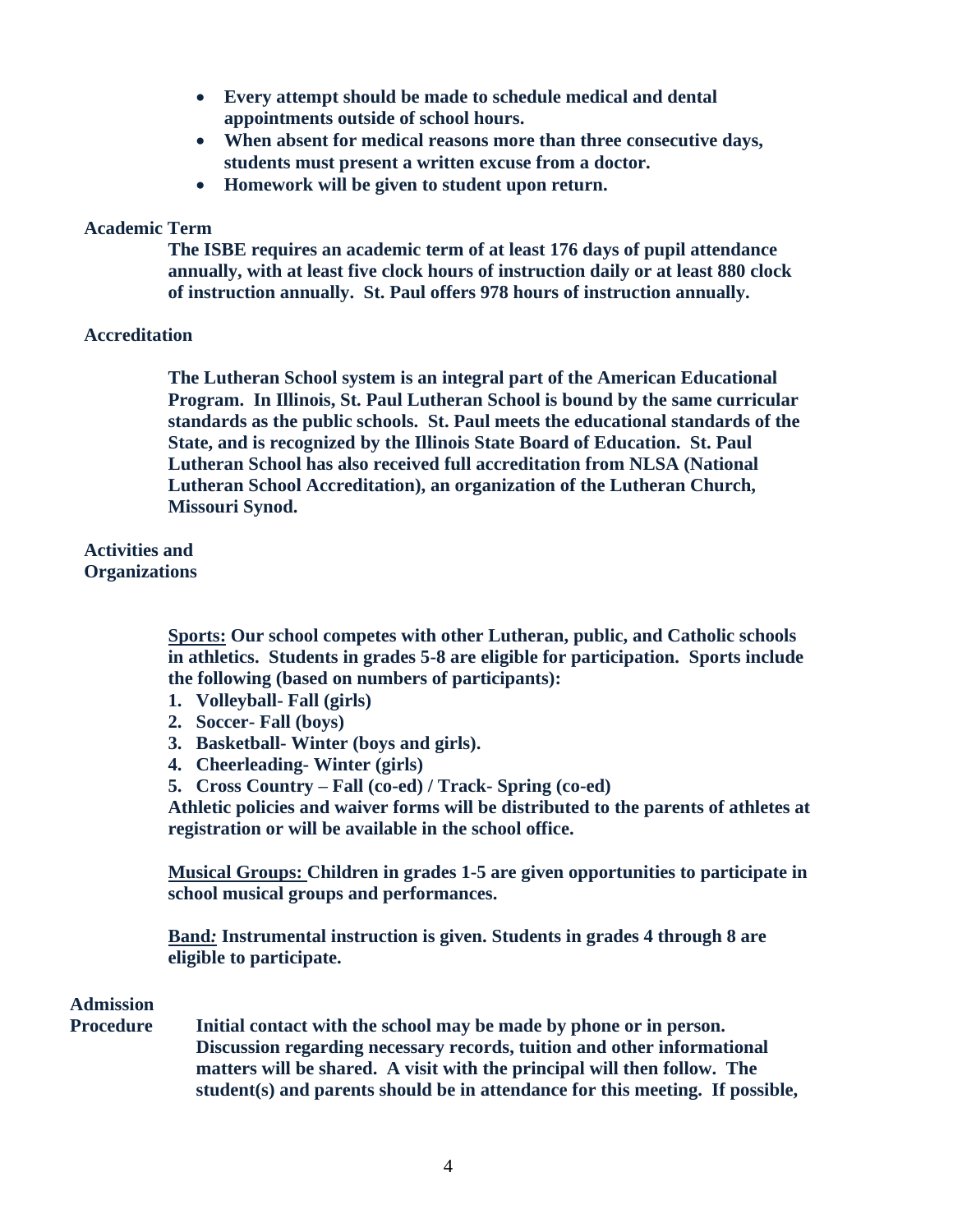- **Every attempt should be made to schedule medical and dental appointments outside of school hours.**
- **When absent for medical reasons more than three consecutive days, students must present a written excuse from a doctor.**
- **Homework will be given to student upon return.**

## Academic Term

**The ISBE requires an academic term of at least 176 days of pupil attendance annually, with at least five clock hours of instruction daily or at least 880 clock of instruction annually. St. Paul offers 978 hours of instruction annually.**

## Accreditation

**The Lutheran School system is an integral part of the American Educational Program. In Illinois, St. Paul Lutheran School is bound by the same curricular standards as the public schools. St. Paul meets the educational standards of the State, and is recognized by the Illinois State Board of Education. St. Paul Lutheran School has also received full accreditation from NLSA (National Lutheran School Accreditation), an organization of the Lutheran Church, Missouri Synod.**

## Activities and Organizations

**Sports: Our school competes with other Lutheran, public, and Catholic schools in athletics. Students in grades 5-8 are eligible for participation. Sports include the following (based on numbers of participants):**

1. **Volleyball- Fall (girls)**
2. **Soccer- Fall (boys)**
3. **Basketball- Winter (boys and girls).**
4. **Cheerleading- Winter (girls)**
5. **Cross Country – Fall (co-ed) / Track- Spring (co-ed)**

**Athletic policies and waiver forms will be distributed to the parents of athletes at registration or will be available in the school office.**

**Musical Groups: Children in grades 1-5 are given opportunities to participate in school musical groups and performances.**

**Band: Instrumental instruction is given. Students in grades 4 through 8 are eligible to participate.**

## Admission Procedure

**Initial contact with the school may be made by phone or in person. Discussion regarding necessary records, tuition and other informational matters will be shared. A visit with the principal will then follow. The student(s) and parents should be in attendance for this meeting. If possible,**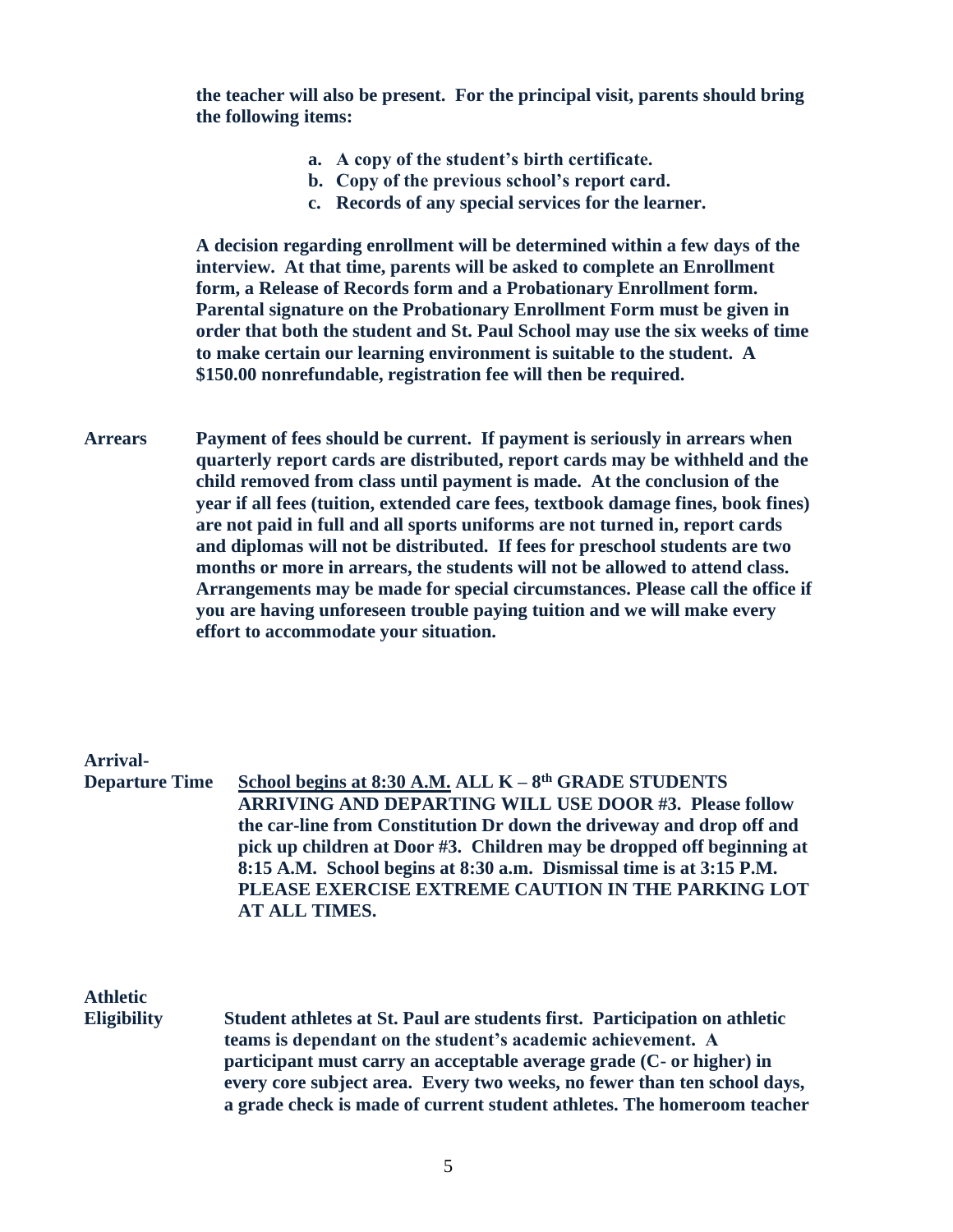**the teacher will also be present. For the principal visit, parents should bring the following items:**

a. **A copy of the student's birth certificate.**
b. **Copy of the previous school's report card.**
c. **Records of any special services for the learner.**

**A decision regarding enrollment will be determined within a few days of the interview. At that time, parents will be asked to complete an Enrollment form, a Release of Records form and a Probationary Enrollment form. Parental signature on the Probationary Enrollment Form must be given in order that both the student and St. Paul School may use the six weeks of time to make certain our learning environment is suitable to the student. A $150.00 nonrefundable, registration fee will then be required.**

**Arrears** — **Payment of fees should be current. If payment is seriously in arrears when quarterly report cards are distributed, report cards may be withheld and the child removed from class until payment is made. At the conclusion of the year if all fees (tuition, extended care fees, textbook damage fines, book fines) are not paid in full and all sports uniforms are not turned in, report cards and diplomas will not be distributed. If fees for preschool students are two months or more in arrears, the students will not be allowed to attend class. Arrangements may be made for special circumstances. Please call the office if you are having unforeseen trouble paying tuition and we will make every effort to accommodate your situation.**

**Arrival-Departure Time** — **<u>School begins at 8:30 A.M.</u> ALL K – 8th GRADE STUDENTS ARRIVING AND DEPARTING WILL USE DOOR #3. Please follow the car-line from Constitution Dr down the driveway and drop off and pick up children at Door #3. Children may be dropped off beginning at 8:15 A.M. School begins at 8:30 a.m. Dismissal time is at 3:15 P.M. PLEASE EXERCISE EXTREME CAUTION IN THE PARKING LOT AT ALL TIMES.**

**Athletic Eligibility** — **Student athletes at St. Paul are students first. Participation on athletic teams is dependant on the student's academic achievement. A participant must carry an acceptable average grade (C- or higher) in every core subject area. Every two weeks, no fewer than ten school days, a grade check is made of current student athletes. The homeroom teacher**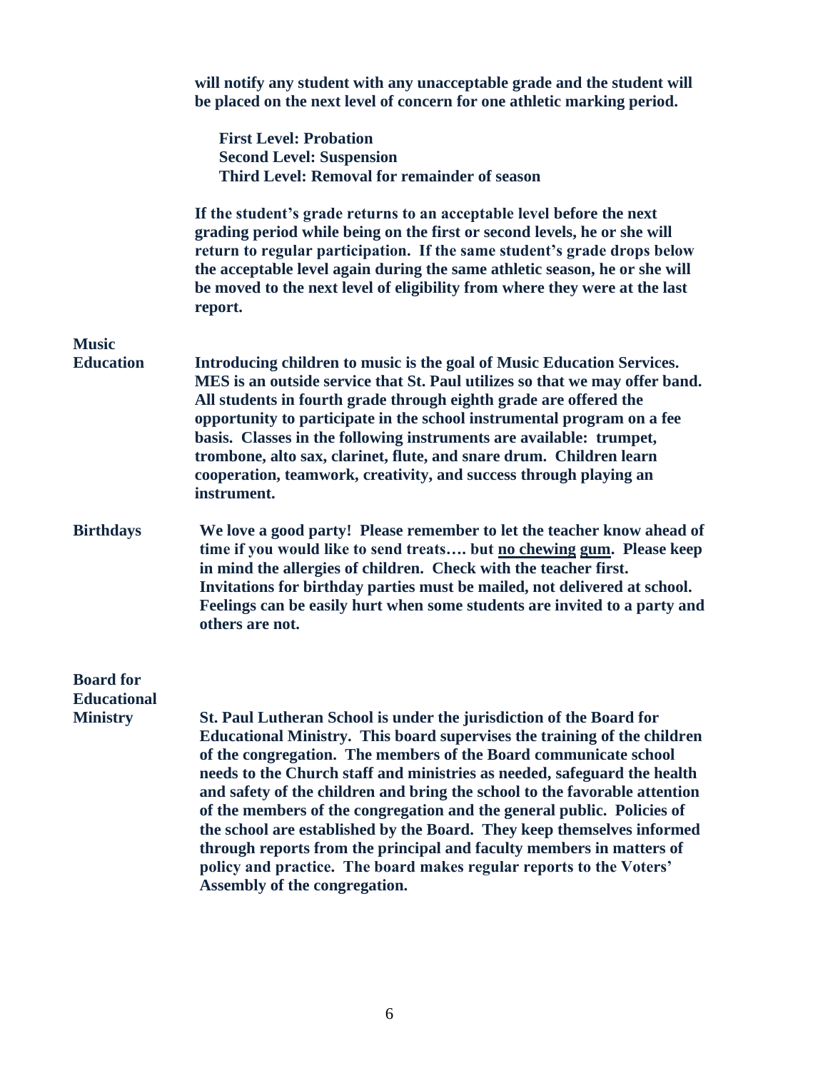will notify any student with any unacceptable grade and the student will be placed on the next level of concern for one athletic marking period.

**First Level: Probation**
**Second Level: Suspension**
**Third Level: Removal for remainder of season**

If the student's grade returns to an acceptable level before the next grading period while being on the first or second levels, he or she will return to regular participation. If the same student's grade drops below the acceptable level again during the same athletic season, he or she will be moved to the next level of eligibility from where they were at the last report.

**Music Education**

Introducing children to music is the goal of Music Education Services. MES is an outside service that St. Paul utilizes so that we may offer band. All students in fourth grade through eighth grade are offered the opportunity to participate in the school instrumental program on a fee basis. Classes in the following instruments are available: trumpet, trombone, alto sax, clarinet, flute, and snare drum. Children learn cooperation, teamwork, creativity, and success through playing an instrument.

**Birthdays**

We love a good party! Please remember to let the teacher know ahead of time if you would like to send treats…. but <u>no chewing gum</u>. Please keep in mind the allergies of children. Check with the teacher first. Invitations for birthday parties must be mailed, not delivered at school. Feelings can be easily hurt when some students are invited to a party and others are not.

**Board for Educational Ministry**

St. Paul Lutheran School is under the jurisdiction of the Board for Educational Ministry. This board supervises the training of the children of the congregation. The members of the Board communicate school needs to the Church staff and ministries as needed, safeguard the health and safety of the children and bring the school to the favorable attention of the members of the congregation and the general public. Policies of the school are established by the Board. They keep themselves informed through reports from the principal and faculty members in matters of policy and practice. The board makes regular reports to the Voters' Assembly of the congregation.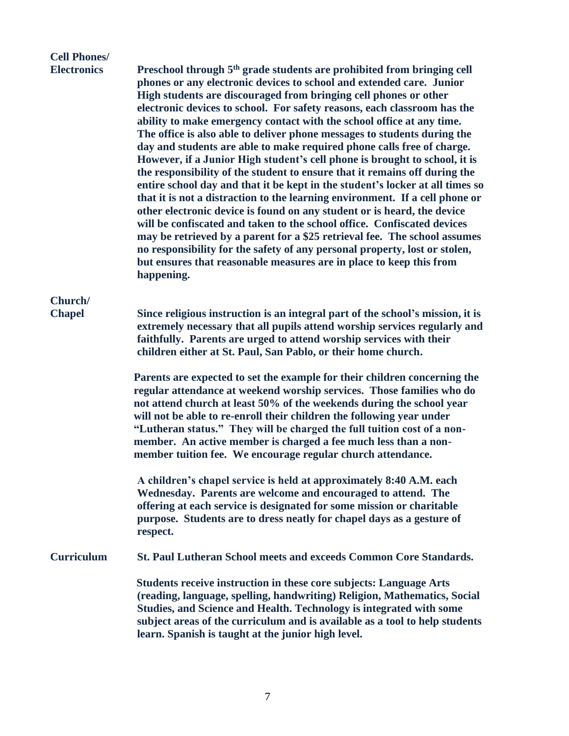**Cell Phones/ Electronics**

Preschool through 5th grade students are prohibited from bringing cell phones or any electronic devices to school and extended care. Junior High students are discouraged from bringing cell phones or other electronic devices to school. For safety reasons, each classroom has the ability to make emergency contact with the school office at any time. The office is also able to deliver phone messages to students during the day and students are able to make required phone calls free of charge. However, if a Junior High student's cell phone is brought to school, it is the responsibility of the student to ensure that it remains off during the entire school day and that it be kept in the student's locker at all times so that it is not a distraction to the learning environment. If a cell phone or other electronic device is found on any student or is heard, the device will be confiscated and taken to the school office. Confiscated devices may be retrieved by a parent for a $25 retrieval fee. The school assumes no responsibility for the safety of any personal property, lost or stolen, but ensures that reasonable measures are in place to keep this from happening.

**Church/ Chapel**

Since religious instruction is an integral part of the school's mission, it is extremely necessary that all pupils attend worship services regularly and faithfully. Parents are urged to attend worship services with their children either at St. Paul, San Pablo, or their home church.

Parents are expected to set the example for their children concerning the regular attendance at weekend worship services. Those families who do not attend church at least 50% of the weekends during the school year will not be able to re-enroll their children the following year under "Lutheran status." They will be charged the full tuition cost of a non-member. An active member is charged a fee much less than a non-member tuition fee. We encourage regular church attendance.

A children's chapel service is held at approximately 8:40 A.M. each Wednesday. Parents are welcome and encouraged to attend. The offering at each service is designated for some mission or charitable purpose. Students are to dress neatly for chapel days as a gesture of respect.

**Curriculum**

St. Paul Lutheran School meets and exceeds Common Core Standards.

Students receive instruction in these core subjects: Language Arts (reading, language, spelling, handwriting) Religion, Mathematics, Social Studies, and Science and Health. Technology is integrated with some subject areas of the curriculum and is available as a tool to help students learn. Spanish is taught at the junior high level.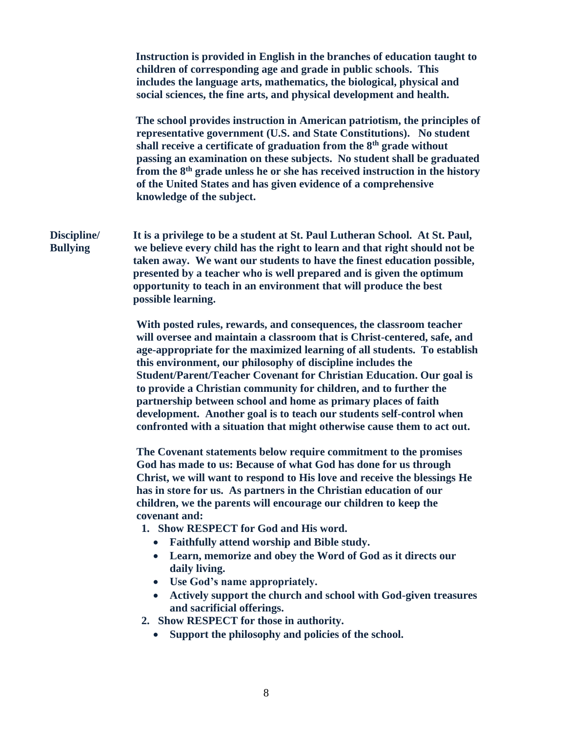**Instruction is provided in English in the branches of education taught to children of corresponding age and grade in public schools. This includes the language arts, mathematics, the biological, physical and social sciences, the fine arts, and physical development and health.**

**The school provides instruction in American patriotism, the principles of representative government (U.S. and State Constitutions). No student shall receive a certificate of graduation from the 8th grade without passing an examination on these subjects. No student shall be graduated from the 8th grade unless he or she has received instruction in the history of the United States and has given evidence of a comprehensive knowledge of the subject.**

**Discipline/ Bullying**

**It is a privilege to be a student at St. Paul Lutheran School. At St. Paul, we believe every child has the right to learn and that right should not be taken away. We want our students to have the finest education possible, presented by a teacher who is well prepared and is given the optimum opportunity to teach in an environment that will produce the best possible learning.**

**With posted rules, rewards, and consequences, the classroom teacher will oversee and maintain a classroom that is Christ-centered, safe, and age-appropriate for the maximized learning of all students. To establish this environment, our philosophy of discipline includes the Student/Parent/Teacher Covenant for Christian Education. Our goal is to provide a Christian community for children, and to further the partnership between school and home as primary places of faith development. Another goal is to teach our students self-control when confronted with a situation that might otherwise cause them to act out.**

**The Covenant statements below require commitment to the promises God has made to us: Because of what God has done for us through Christ, we will want to respond to His love and receive the blessings He has in store for us. As partners in the Christian education of our children, we the parents will encourage our children to keep the covenant and:**

1. **Show RESPECT for God and His word.**
   - **Faithfully attend worship and Bible study.**
   - **Learn, memorize and obey the Word of God as it directs our daily living.**
   - **Use God's name appropriately.**
   - **Actively support the church and school with God-given treasures and sacrificial offerings.**
2. **Show RESPECT for those in authority.**
   - **Support the philosophy and policies of the school.**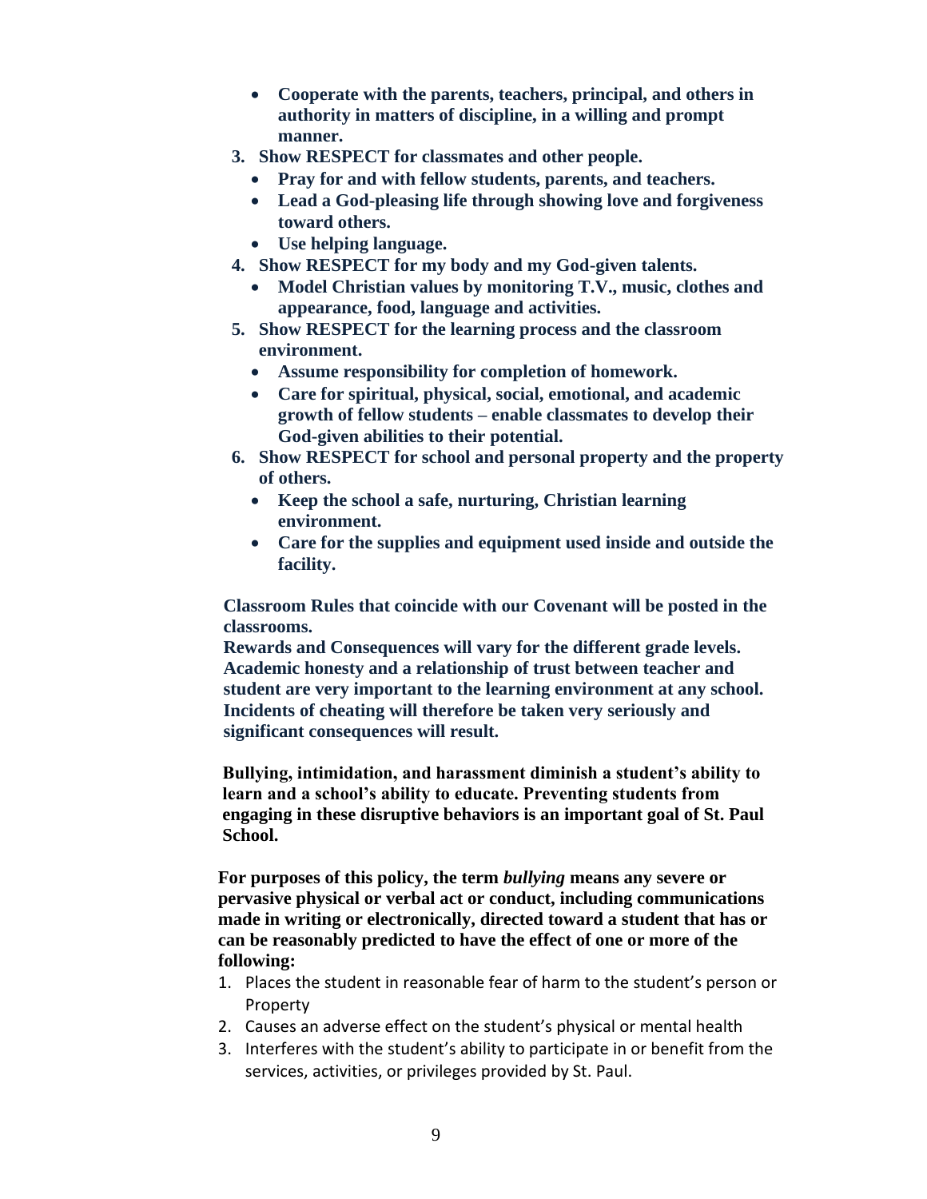- **Cooperate with the parents, teachers, principal, and others in authority in matters of discipline, in a willing and prompt manner.**

3. **Show RESPECT for classmates and other people.**
    - **Pray for and with fellow students, parents, and teachers.**
    - **Lead a God-pleasing life through showing love and forgiveness toward others.**
    - **Use helping language.**
4. **Show RESPECT for my body and my God-given talents.**
    - **Model Christian values by monitoring T.V., music, clothes and appearance, food, language and activities.**
5. **Show RESPECT for the learning process and the classroom environment.**
    - **Assume responsibility for completion of homework.**
    - **Care for spiritual, physical, social, emotional, and academic growth of fellow students – enable classmates to develop their God-given abilities to their potential.**
6. **Show RESPECT for school and personal property and the property of others.**
    - **Keep the school a safe, nurturing, Christian learning environment.**
    - **Care for the supplies and equipment used inside and outside the facility.**

**Classroom Rules that coincide with our Covenant will be posted in the classrooms.**
**Rewards and Consequences will vary for the different grade levels. Academic honesty and a relationship of trust between teacher and student are very important to the learning environment at any school. Incidents of cheating will therefore be taken very seriously and significant consequences will result.**

**Bullying, intimidation, and harassment diminish a student's ability to learn and a school's ability to educate. Preventing students from engaging in these disruptive behaviors is an important goal of St. Paul School.**

**For purposes of this policy, the term *bullying* means any severe or pervasive physical or verbal act or conduct, including communications made in writing or electronically, directed toward a student that has or can be reasonably predicted to have the effect of one or more of the following:**

1. Places the student in reasonable fear of harm to the student's person or Property
2. Causes an adverse effect on the student's physical or mental health
3. Interferes with the student's ability to participate in or benefit from the services, activities, or privileges provided by St. Paul.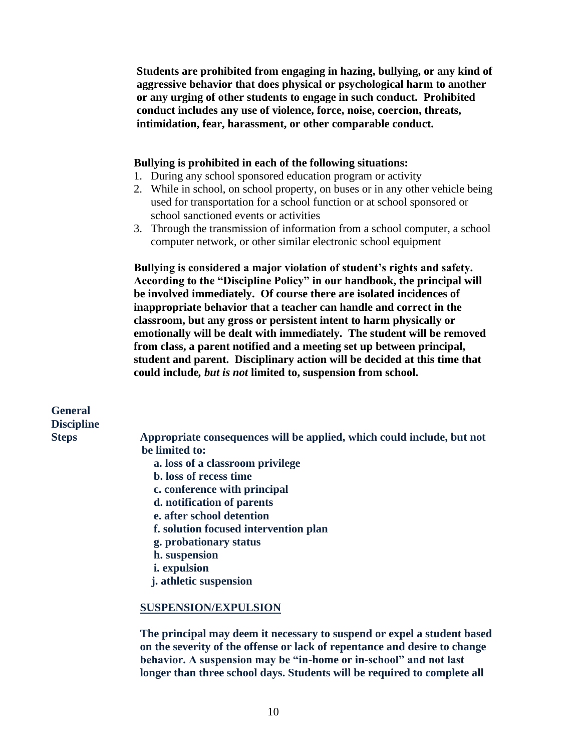**Students are prohibited from engaging in hazing, bullying, or any kind of aggressive behavior that does physical or psychological harm to another or any urging of other students to engage in such conduct. Prohibited conduct includes any use of violence, force, noise, coercion, threats, intimidation, fear, harassment, or other comparable conduct.**

**Bullying is prohibited in each of the following situations:**

1. During any school sponsored education program or activity
2. While in school, on school property, on buses or in any other vehicle being used for transportation for a school function or at school sponsored or school sanctioned events or activities
3. Through the transmission of information from a school computer, a school computer network, or other similar electronic school equipment

**Bullying is considered a major violation of student's rights and safety. According to the "Discipline Policy" in our handbook, the principal will be involved immediately. Of course there are isolated incidences of inappropriate behavior that a teacher can handle and correct in the classroom, but any gross or persistent intent to harm physically or emotionally will be dealt with immediately. The student will be removed from class, a parent notified and a meeting set up between principal, student and parent. Disciplinary action will be decided at this time that could include, *but is not* limited to, suspension from school.**

### General Discipline Steps

**Appropriate consequences will be applied, which could include, but not be limited to:**

**a. loss of a classroom privilege**
**b. loss of recess time**
**c. conference with principal**
**d. notification of parents**
**e. after school detention**
**f. solution focused intervention plan**
**g. probationary status**
**h. suspension**
**i. expulsion**
**j. athletic suspension**

**<u>SUSPENSION/EXPULSION</u>**

**The principal may deem it necessary to suspend or expel a student based on the severity of the offense or lack of repentance and desire to change behavior. A suspension may be "in-home or in-school" and not last longer than three school days. Students will be required to complete all**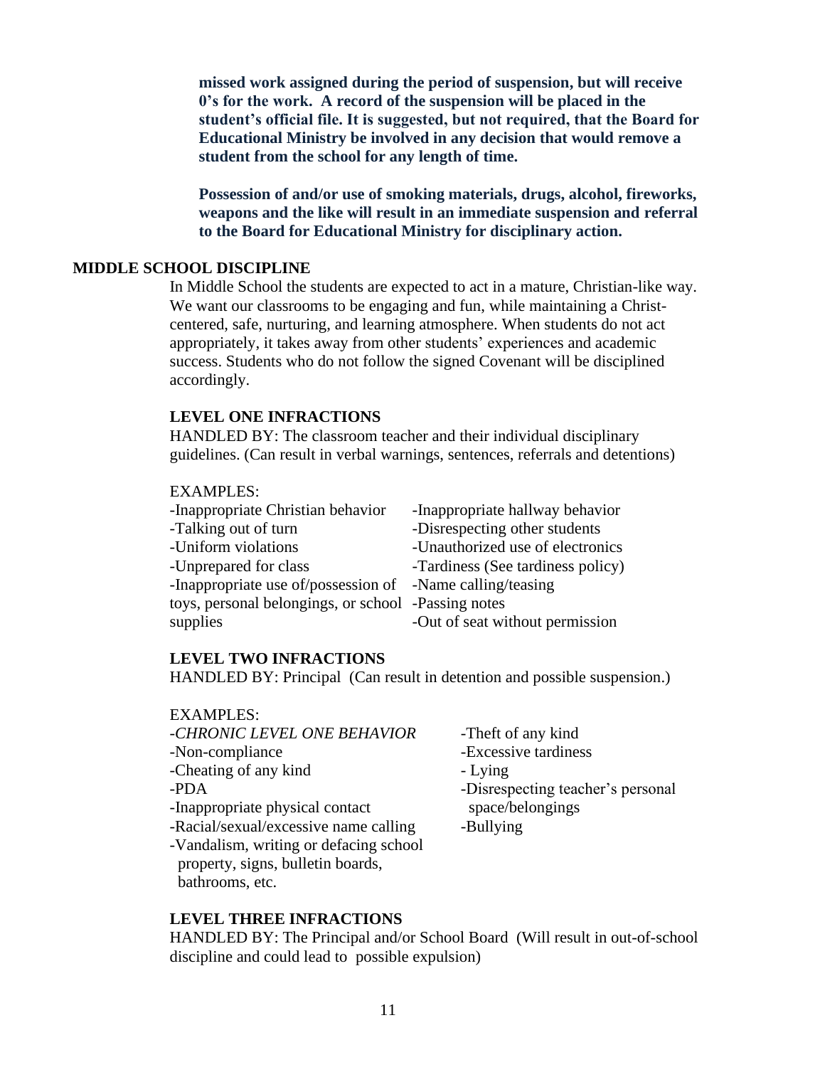**missed work assigned during the period of suspension, but will receive 0's for the work. A record of the suspension will be placed in the student's official file. It is suggested, but not required, that the Board for Educational Ministry be involved in any decision that would remove a student from the school for any length of time.**

**Possession of and/or use of smoking materials, drugs, alcohol, fireworks, weapons and the like will result in an immediate suspension and referral to the Board for Educational Ministry for disciplinary action.**

## MIDDLE SCHOOL DISCIPLINE

In Middle School the students are expected to act in a mature, Christian-like way. We want our classrooms to be engaging and fun, while maintaining a Christ-centered, safe, nurturing, and learning atmosphere. When students do not act appropriately, it takes away from other students' experiences and academic success. Students who do not follow the signed Covenant will be disciplined accordingly.

### LEVEL ONE INFRACTIONS

HANDLED BY: The classroom teacher and their individual disciplinary guidelines. (Can result in verbal warnings, sentences, referrals and detentions)

EXAMPLES:

- Inappropriate Christian behavior
- Talking out of turn
- Uniform violations
- Unprepared for class
- Inappropriate use of/possession of toys, personal belongings, or school supplies
- Inappropriate hallway behavior
- Disrespecting other students
- Unauthorized use of electronics
- Tardiness (See tardiness policy)
- Name calling/teasing
- Passing notes
- Out of seat without permission

### LEVEL TWO INFRACTIONS

HANDLED BY: Principal (Can result in detention and possible suspension.)

EXAMPLES:

- *CHRONIC LEVEL ONE BEHAVIOR*
- Non-compliance
- Cheating of any kind
- PDA
- Inappropriate physical contact
- Racial/sexual/excessive name calling
- Vandalism, writing or defacing school property, signs, bulletin boards, bathrooms, etc.
- Theft of any kind
- Excessive tardiness
- Lying
- Disrespecting teacher's personal space/belongings
- Bullying

### LEVEL THREE INFRACTIONS

HANDLED BY: The Principal and/or School Board (Will result in out-of-school discipline and could lead to possible expulsion)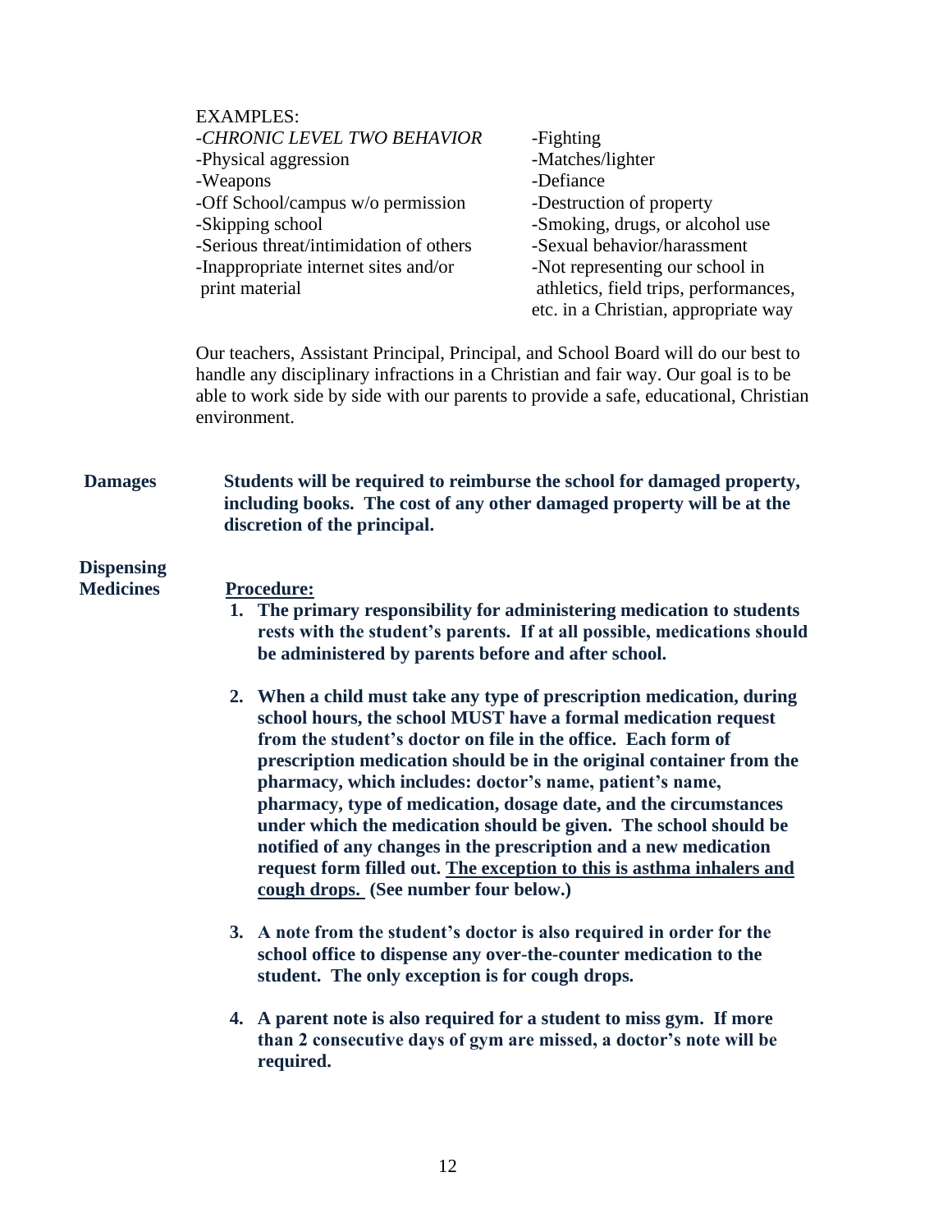EXAMPLES:

- *CHRONIC LEVEL TWO BEHAVIOR*
- Physical aggression
- Weapons
- Off School/campus w/o permission
- Skipping school
- Serious threat/intimidation of others
- Inappropriate internet sites and/or print material
- Fighting
- Matches/lighter
- Defiance
- Destruction of property
- Smoking, drugs, or alcohol use
- Sexual behavior/harassment
- Not representing our school in athletics, field trips, performances, etc. in a Christian, appropriate way

Our teachers, Assistant Principal, Principal, and School Board will do our best to handle any disciplinary infractions in a Christian and fair way. Our goal is to be able to work side by side with our parents to provide a safe, educational, Christian environment.

**Damages**

**Students will be required to reimburse the school for damaged property, including books. The cost of any other damaged property will be at the discretion of the principal.**

**Dispensing Medicines**

**<u>Procedure:</u>**

1. **The primary responsibility for administering medication to students rests with the student's parents. If at all possible, medications should be administered by parents before and after school.**

2. **When a child must take any type of prescription medication, during school hours, the school MUST have a formal medication request from the student's doctor on file in the office. Each form of prescription medication should be in the original container from the pharmacy, which includes: doctor's name, patient's name, pharmacy, type of medication, dosage date, and the circumstances under which the medication should be given. The school should be notified of any changes in the prescription and a new medication request form filled out. <u>The exception to this is asthma inhalers and cough drops.</u> (See number four below.)**

3. **A note from the student's doctor is also required in order for the school office to dispense any over-the-counter medication to the student. The only exception is for cough drops.**

4. **A parent note is also required for a student to miss gym. If more than 2 consecutive days of gym are missed, a doctor's note will be required.**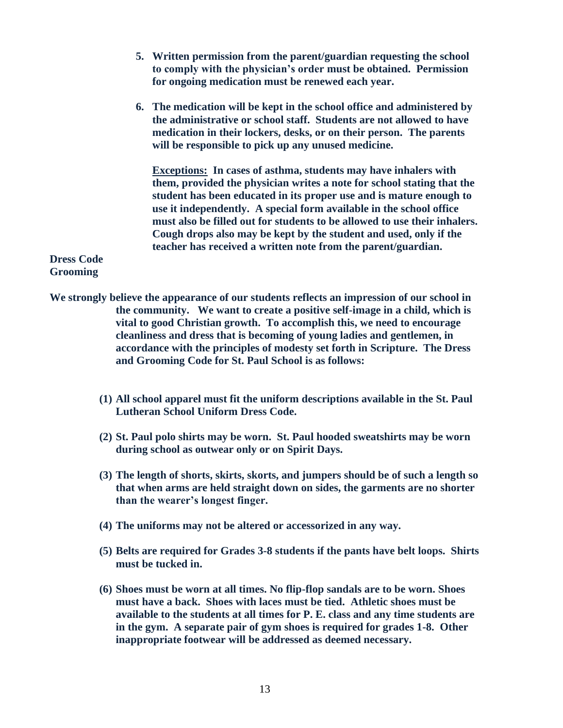5. **Written permission from the parent/guardian requesting the school to comply with the physician's order must be obtained. Permission for ongoing medication must be renewed each year.**

6. **The medication will be kept in the school office and administered by the administrative or school staff. Students are not allowed to have medication in their lockers, desks, or on their person. The parents will be responsible to pick up any unused medicine.**

   **<u>Exceptions:</u> In cases of asthma, students may have inhalers with them, provided the physician writes a note for school stating that the student has been educated in its proper use and is mature enough to use it independently. A special form available in the school office must also be filled out for students to be allowed to use their inhalers. Cough drops also may be kept by the student and used, only if the teacher has received a written note from the parent/guardian.**

## Dress Code Grooming

**We strongly believe the appearance of our students reflects an impression of our school in the community. We want to create a positive self-image in a child, which is vital to good Christian growth. To accomplish this, we need to encourage cleanliness and dress that is becoming of young ladies and gentlemen, in accordance with the principles of modesty set forth in Scripture. The Dress and Grooming Code for St. Paul School is as follows:**

**(1) All school apparel must fit the uniform descriptions available in the St. Paul Lutheran School Uniform Dress Code.**

**(2) St. Paul polo shirts may be worn. St. Paul hooded sweatshirts may be worn during school as outwear only or on Spirit Days.**

**(3) The length of shorts, skirts, skorts, and jumpers should be of such a length so that when arms are held straight down on sides, the garments are no shorter than the wearer's longest finger.**

**(4) The uniforms may not be altered or accessorized in any way.**

**(5) Belts are required for Grades 3-8 students if the pants have belt loops. Shirts must be tucked in.**

**(6) Shoes must be worn at all times. No flip-flop sandals are to be worn. Shoes must have a back. Shoes with laces must be tied. Athletic shoes must be available to the students at all times for P. E. class and any time students are in the gym. A separate pair of gym shoes is required for grades 1-8. Other inappropriate footwear will be addressed as deemed necessary.**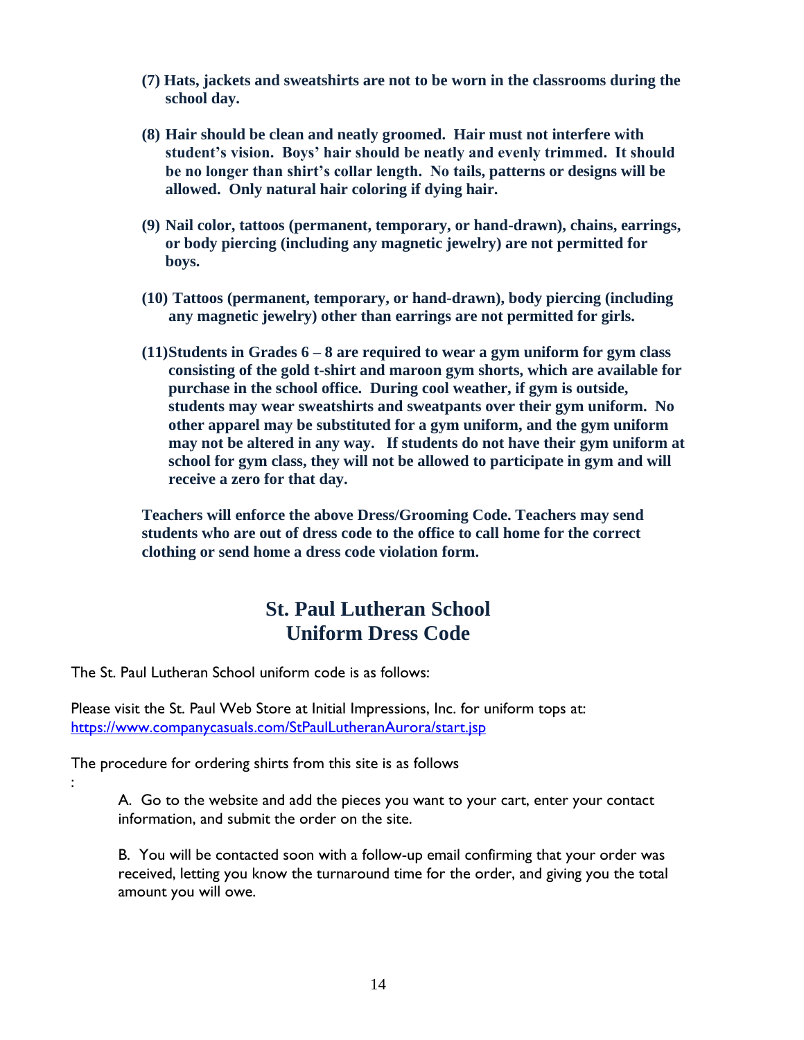**(7) Hats, jackets and sweatshirts are not to be worn in the classrooms during the school day.**

**(8) Hair should be clean and neatly groomed. Hair must not interfere with student's vision. Boys' hair should be neatly and evenly trimmed. It should be no longer than shirt's collar length. No tails, patterns or designs will be allowed. Only natural hair coloring if dying hair.**

**(9) Nail color, tattoos (permanent, temporary, or hand-drawn), chains, earrings, or body piercing (including any magnetic jewelry) are not permitted for boys.**

**(10) Tattoos (permanent, temporary, or hand-drawn), body piercing (including any magnetic jewelry) other than earrings are not permitted for girls.**

**(11) Students in Grades 6 – 8 are required to wear a gym uniform for gym class consisting of the gold t-shirt and maroon gym shorts, which are available for purchase in the school office. During cool weather, if gym is outside, students may wear sweatshirts and sweatpants over their gym uniform. No other apparel may be substituted for a gym uniform, and the gym uniform may not be altered in any way. If students do not have their gym uniform at school for gym class, they will not be allowed to participate in gym and will receive a zero for that day.**

**Teachers will enforce the above Dress/Grooming Code. Teachers may send students who are out of dress code to the office to call home for the correct clothing or send home a dress code violation form.**

## St. Paul Lutheran School
## Uniform Dress Code

The St. Paul Lutheran School uniform code is as follows:

Please visit the St. Paul Web Store at Initial Impressions, Inc. for uniform tops at: [https://www.companycasuals.com/StPaulLutheranAurora/start.jsp](https://www.companycasuals.com/StPaulLutheranAurora/start.jsp)

The procedure for ordering shirts from this site is as follows

:

A. Go to the website and add the pieces you want to your cart, enter your contact information, and submit the order on the site.

B. You will be contacted soon with a follow-up email confirming that your order was received, letting you know the turnaround time for the order, and giving you the total amount you will owe.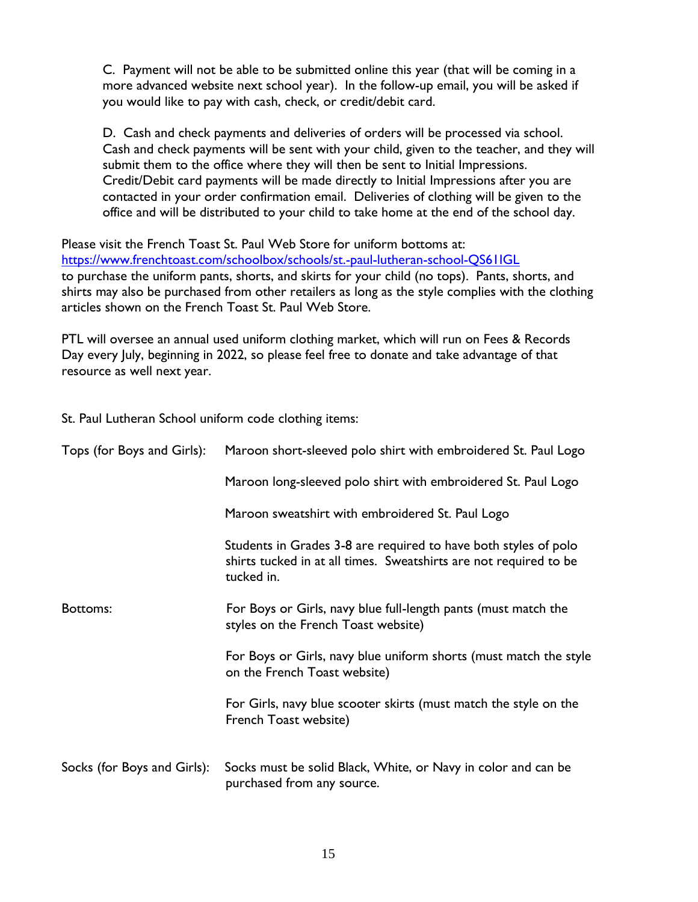C. Payment will not be able to be submitted online this year (that will be coming in a more advanced website next school year). In the follow-up email, you will be asked if you would like to pay with cash, check, or credit/debit card.

D. Cash and check payments and deliveries of orders will be processed via school. Cash and check payments will be sent with your child, given to the teacher, and they will submit them to the office where they will then be sent to Initial Impressions. Credit/Debit card payments will be made directly to Initial Impressions after you are contacted in your order confirmation email. Deliveries of clothing will be given to the office and will be distributed to your child to take home at the end of the school day.

Please visit the French Toast St. Paul Web Store for uniform bottoms at: [https://www.frenchtoast.com/schoolbox/schools/st.-paul-lutheran-school-QS61IGL](https://www.frenchtoast.com/schoolbox/schools/st.-paul-lutheran-school-QS61IGL) to purchase the uniform pants, shorts, and skirts for your child (no tops). Pants, shorts, and shirts may also be purchased from other retailers as long as the style complies with the clothing articles shown on the French Toast St. Paul Web Store.

PTL will oversee an annual used uniform clothing market, which will run on Fees & Records Day every July, beginning in 2022, so please feel free to donate and take advantage of that resource as well next year.

St. Paul Lutheran School uniform code clothing items:

| | |
|---|---|
| Tops (for Boys and Girls): | Maroon short-sleeved polo shirt with embroidered St. Paul Logo |
| | Maroon long-sleeved polo shirt with embroidered St. Paul Logo |
| | Maroon sweatshirt with embroidered St. Paul Logo |
| | Students in Grades 3-8 are required to have both styles of polo shirts tucked in at all times. Sweatshirts are not required to be tucked in. |
| Bottoms: | For Boys or Girls, navy blue full-length pants (must match the styles on the French Toast website) |
| | For Boys or Girls, navy blue uniform shorts (must match the style on the French Toast website) |
| | For Girls, navy blue scooter skirts (must match the style on the French Toast website) |
| Socks (for Boys and Girls): | Socks must be solid Black, White, or Navy in color and can be purchased from any source. |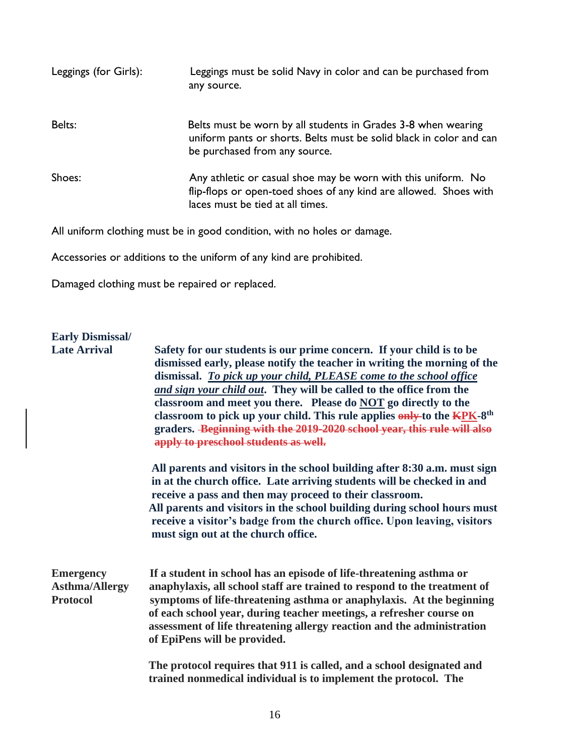| | |
|---|---|
| Leggings (for Girls): | Leggings must be solid Navy in color and can be purchased from any source. |
| Belts: | Belts must be worn by all students in Grades 3-8 when wearing uniform pants or shorts. Belts must be solid black in color and can be purchased from any source. |
| Shoes: | Any athletic or casual shoe may be worn with this uniform. No flip-flops or open-toed shoes of any kind are allowed. Shoes with laces must be tied at all times. |

All uniform clothing must be in good condition, with no holes or damage.

Accessories or additions to the uniform of any kind are prohibited.

Damaged clothing must be repaired or replaced.

**Early Dismissal/ Late Arrival**

**Safety for our students is our prime concern. If your child is to be dismissed early, please notify the teacher in writing the morning of the dismissal. *To pick up your child, PLEASE come to the school office and sign your child out*. They will be called to the office from the classroom and meet you there. Please do NOT go directly to the classroom to pick up your child. This rule applies ~~only~~ to the ~~K~~PK-8th graders. ~~Beginning with the 2019-2020 school year, this rule will also apply to preschool students as well.~~**

**All parents and visitors in the school building after 8:30 a.m. must sign in at the church office. Late arriving students will be checked in and receive a pass and then may proceed to their classroom.**
**All parents and visitors in the school building during school hours must receive a visitor's badge from the church office. Upon leaving, visitors must sign out at the church office.**

**Emergency Asthma/Allergy Protocol**

**If a student in school has an episode of life-threatening asthma or anaphylaxis, all school staff are trained to respond to the treatment of symptoms of life-threatening asthma or anaphylaxis. At the beginning of each school year, during teacher meetings, a refresher course on assessment of life threatening allergy reaction and the administration of EpiPens will be provided.**

**The protocol requires that 911 is called, and a school designated and trained nonmedical individual is to implement the protocol. The**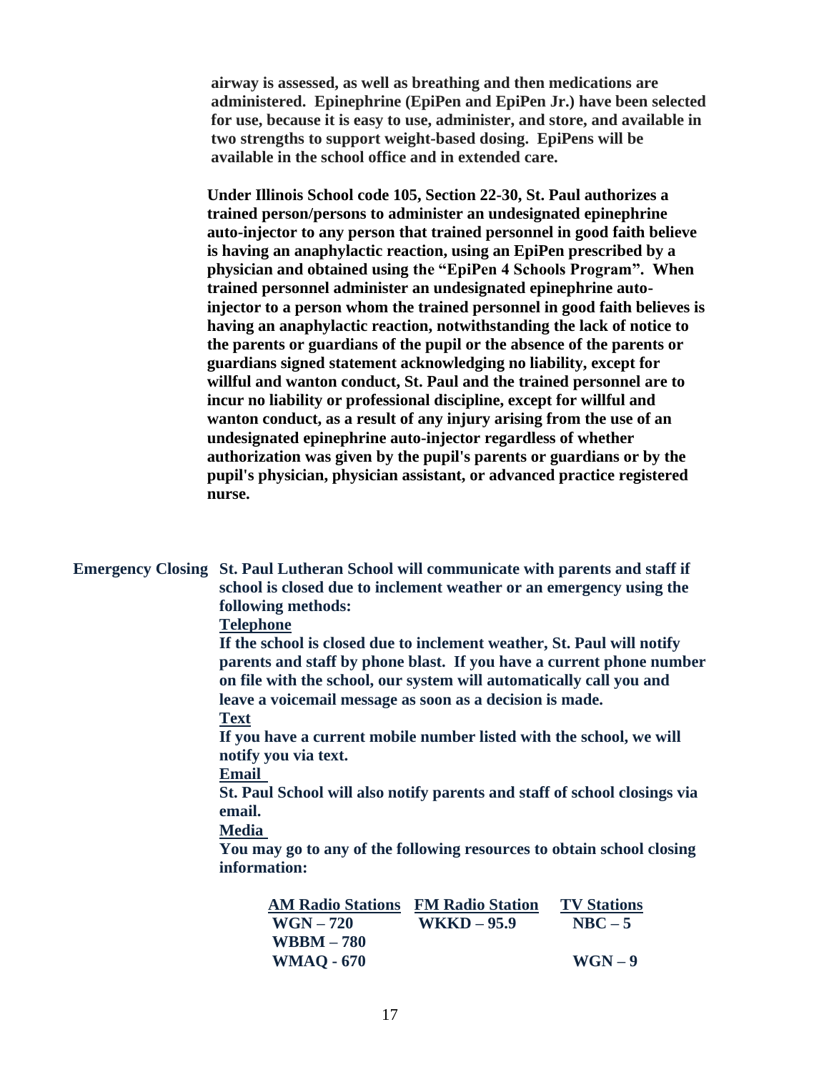**airway is assessed, as well as breathing and then medications are administered. Epinephrine (EpiPen and EpiPen Jr.) have been selected for use, because it is easy to use, administer, and store, and available in two strengths to support weight-based dosing. EpiPens will be available in the school office and in extended care.**

**Under Illinois School code 105, Section 22-30, St. Paul authorizes a trained person/persons to administer an undesignated epinephrine auto-injector to any person that trained personnel in good faith believe is having an anaphylactic reaction, using an EpiPen prescribed by a physician and obtained using the "EpiPen 4 Schools Program". When trained personnel administer an undesignated epinephrine auto-injector to a person whom the trained personnel in good faith believes is having an anaphylactic reaction, notwithstanding the lack of notice to the parents or guardians of the pupil or the absence of the parents or guardians signed statement acknowledging no liability, except for willful and wanton conduct, St. Paul and the trained personnel are to incur no liability or professional discipline, except for willful and wanton conduct, as a result of any injury arising from the use of an undesignated epinephrine auto-injector regardless of whether authorization was given by the pupil's parents or guardians or by the pupil's physician, physician assistant, or advanced practice registered nurse.**

**Emergency Closing**

**St. Paul Lutheran School will communicate with parents and staff if school is closed due to inclement weather or an emergency using the following methods:**

**Telephone**

**If the school is closed due to inclement weather, St. Paul will notify parents and staff by phone blast. If you have a current phone number on file with the school, our system will automatically call you and leave a voicemail message as soon as a decision is made.**

**Text**

**If you have a current mobile number listed with the school, we will notify you via text.**

**Email**

**St. Paul School will also notify parents and staff of school closings via email.**

**Media**

**You may go to any of the following resources to obtain school closing information:**

| AM Radio Stations | FM Radio Station | TV Stations |
|---|---|---|
| WGN – 720 | WKKD – 95.9 | NBC – 5 |
| WBBM – 780 | | |
| WMAQ - 670 | | WGN – 9 |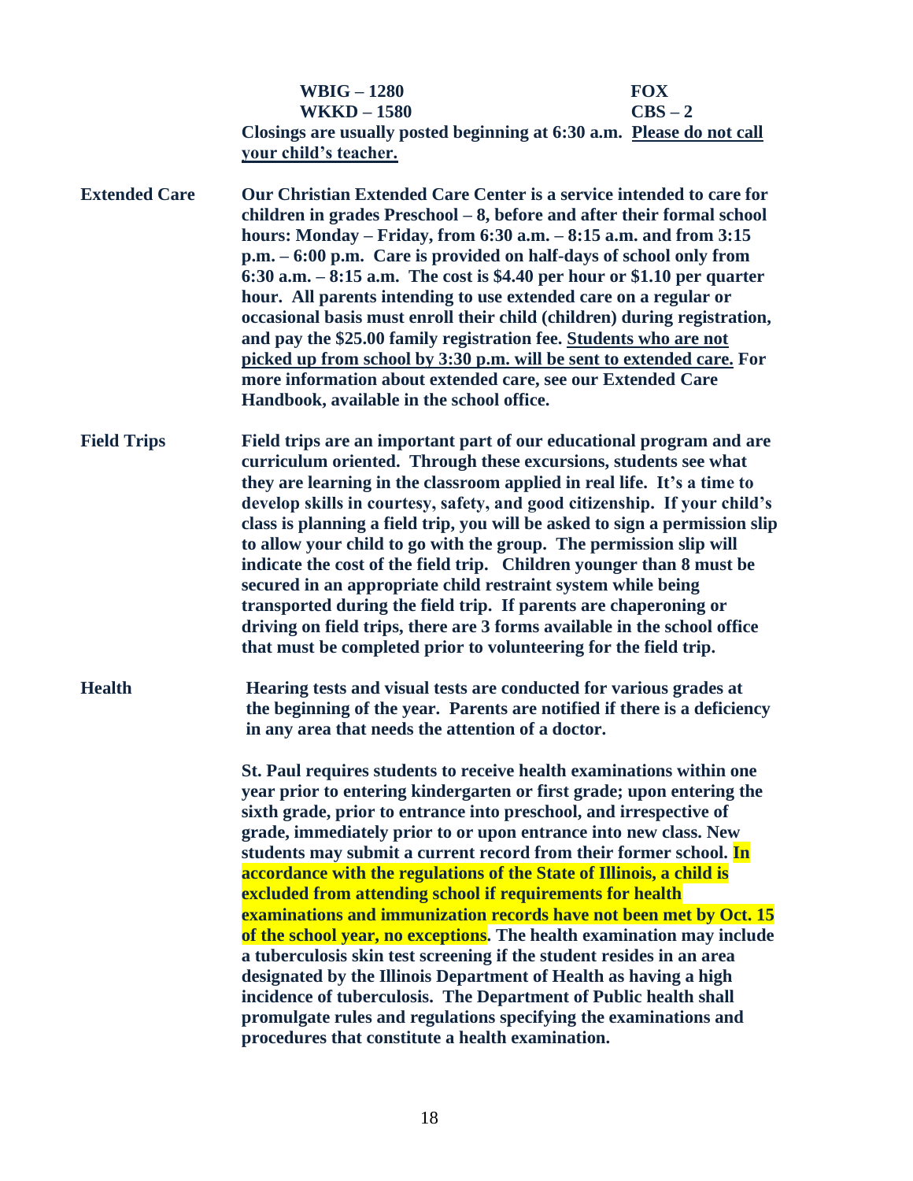| | |
|---|---|
| **WBIG – 1280** | **FOX** |
| **WKKD – 1580** | **CBS – 2** |

**Closings are usually posted beginning at 6:30 a.m. <u>Please do not call your child's teacher.</u>**

**Extended Care**

**Our Christian Extended Care Center is a service intended to care for children in grades Preschool – 8, before and after their formal school hours: Monday – Friday, from 6:30 a.m. – 8:15 a.m. and from 3:15 p.m. – 6:00 p.m. Care is provided on half-days of school only from 6:30 a.m. – 8:15 a.m. The cost is $4.40 per hour or $1.10 per quarter hour. All parents intending to use extended care on a regular or occasional basis must enroll their child (children) during registration, and pay the $25.00 family registration fee. <u>Students who are not picked up from school by 3:30 p.m. will be sent to extended care.</u> For more information about extended care, see our Extended Care Handbook, available in the school office.**

**Field Trips**

**Field trips are an important part of our educational program and are curriculum oriented. Through these excursions, students see what they are learning in the classroom applied in real life. It's a time to develop skills in courtesy, safety, and good citizenship. If your child's class is planning a field trip, you will be asked to sign a permission slip to allow your child to go with the group. The permission slip will indicate the cost of the field trip. Children younger than 8 must be secured in an appropriate child restraint system while being transported during the field trip. If parents are chaperoning or driving on field trips, there are 3 forms available in the school office that must be completed prior to volunteering for the field trip.**

**Health**

**Hearing tests and visual tests are conducted for various grades at the beginning of the year. Parents are notified if there is a deficiency in any area that needs the attention of a doctor.**

**St. Paul requires students to receive health examinations within one year prior to entering kindergarten or first grade; upon entering the sixth grade, prior to entrance into preschool, and irrespective of grade, immediately prior to or upon entrance into new class. New students may submit a current record from their former school. In accordance with the regulations of the State of Illinois, a child is excluded from attending school if requirements for health examinations and immunization records have not been met by Oct. 15 of the school year, no exceptions. The health examination may include a tuberculosis skin test screening if the student resides in an area designated by the Illinois Department of Health as having a high incidence of tuberculosis. The Department of Public health shall promulgate rules and regulations specifying the examinations and procedures that constitute a health examination.**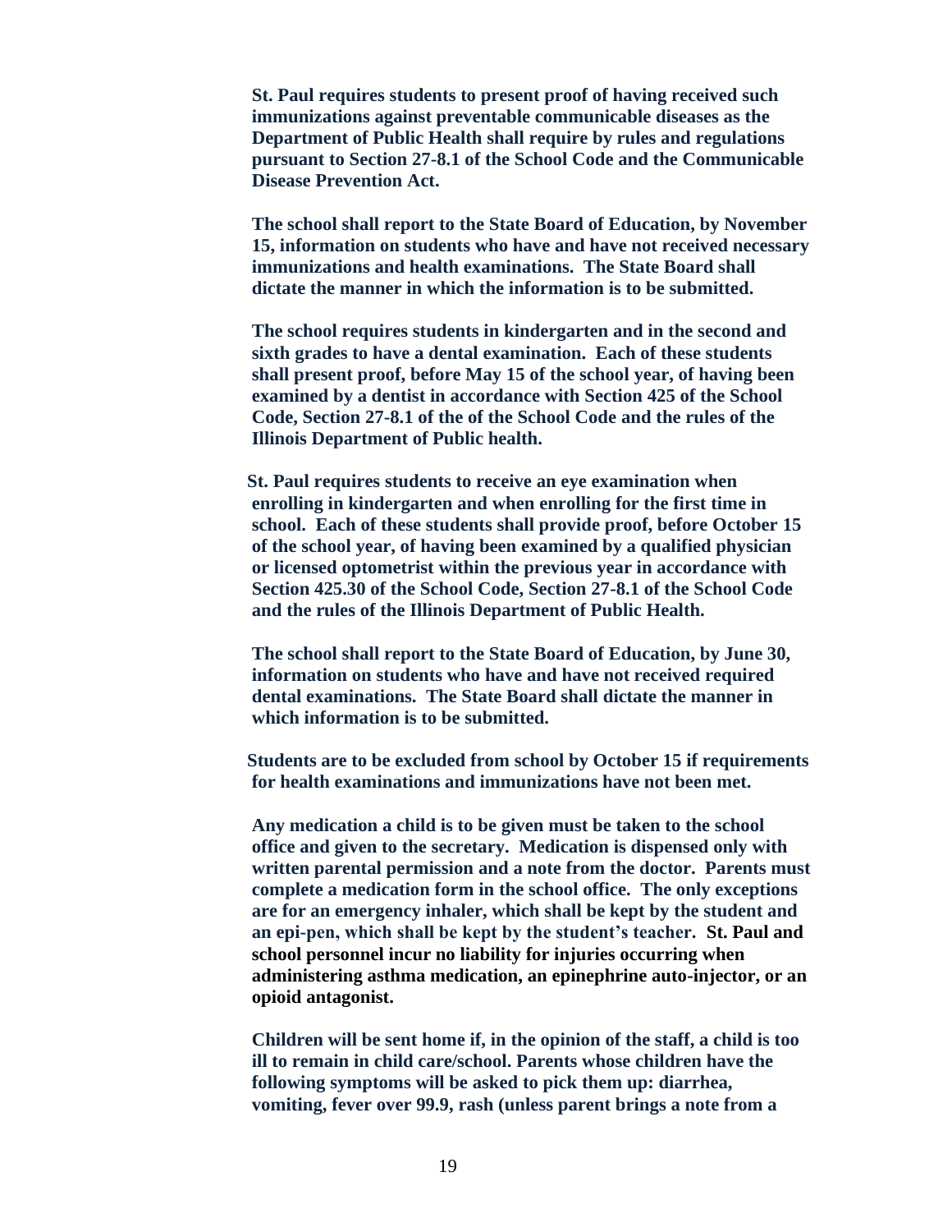**St. Paul requires students to present proof of having received such immunizations against preventable communicable diseases as the Department of Public Health shall require by rules and regulations pursuant to Section 27-8.1 of the School Code and the Communicable Disease Prevention Act.**

**The school shall report to the State Board of Education, by November 15, information on students who have and have not received necessary immunizations and health examinations. The State Board shall dictate the manner in which the information is to be submitted.**

**The school requires students in kindergarten and in the second and sixth grades to have a dental examination. Each of these students shall present proof, before May 15 of the school year, of having been examined by a dentist in accordance with Section 425 of the School Code, Section 27-8.1 of the of the School Code and the rules of the Illinois Department of Public health.**

**St. Paul requires students to receive an eye examination when enrolling in kindergarten and when enrolling for the first time in school. Each of these students shall provide proof, before October 15 of the school year, of having been examined by a qualified physician or licensed optometrist within the previous year in accordance with Section 425.30 of the School Code, Section 27-8.1 of the School Code and the rules of the Illinois Department of Public Health.**

**The school shall report to the State Board of Education, by June 30, information on students who have and have not received required dental examinations. The State Board shall dictate the manner in which information is to be submitted.**

**Students are to be excluded from school by October 15 if requirements for health examinations and immunizations have not been met.**

**Any medication a child is to be given must be taken to the school office and given to the secretary. Medication is dispensed only with written parental permission and a note from the doctor. Parents must complete a medication form in the school office. The only exceptions are for an emergency inhaler, which shall be kept by the student and an epi-pen, which shall be kept by the student's teacher. St. Paul and school personnel incur no liability for injuries occurring when administering asthma medication, an epinephrine auto-injector, or an opioid antagonist.**

**Children will be sent home if, in the opinion of the staff, a child is too ill to remain in child care/school. Parents whose children have the following symptoms will be asked to pick them up: diarrhea, vomiting, fever over 99.9, rash (unless parent brings a note from a**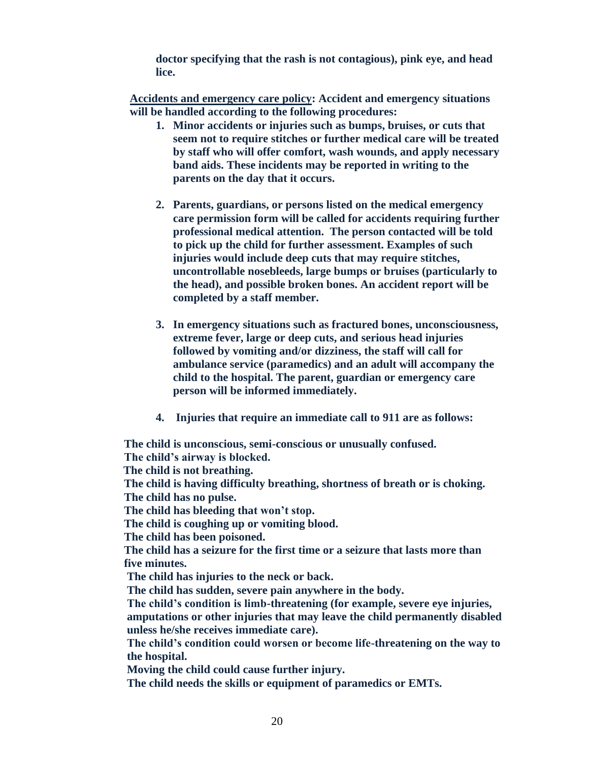**doctor specifying that the rash is not contagious), pink eye, and head lice.**

**<u>Accidents and emergency care policy</u>: Accident and emergency situations will be handled according to the following procedures:**

1. **Minor accidents or injuries such as bumps, bruises, or cuts that seem not to require stitches or further medical care will be treated by staff who will offer comfort, wash wounds, and apply necessary band aids. These incidents may be reported in writing to the parents on the day that it occurs.**

2. **Parents, guardians, or persons listed on the medical emergency care permission form will be called for accidents requiring further professional medical attention. The person contacted will be told to pick up the child for further assessment. Examples of such injuries would include deep cuts that may require stitches, uncontrollable nosebleeds, large bumps or bruises (particularly to the head), and possible broken bones. An accident report will be completed by a staff member.**

3. **In emergency situations such as fractured bones, unconsciousness, extreme fever, large or deep cuts, and serious head injuries followed by vomiting and/or dizziness, the staff will call for ambulance service (paramedics) and an adult will accompany the child to the hospital. The parent, guardian or emergency care person will be informed immediately.**

4. **Injuries that require an immediate call to 911 are as follows:**

**The child is unconscious, semi-conscious or unusually confused.**
**The child's airway is blocked.**
**The child is not breathing.**
**The child is having difficulty breathing, shortness of breath or is choking.**
**The child has no pulse.**
**The child has bleeding that won't stop.**
**The child is coughing up or vomiting blood.**
**The child has been poisoned.**
**The child has a seizure for the first time or a seizure that lasts more than five minutes.**
**The child has injuries to the neck or back.**
**The child has sudden, severe pain anywhere in the body.**
**The child's condition is limb-threatening (for example, severe eye injuries, amputations or other injuries that may leave the child permanently disabled unless he/she receives immediate care).**
**The child's condition could worsen or become life-threatening on the way to the hospital.**
**Moving the child could cause further injury.**
**The child needs the skills or equipment of paramedics or EMTs.**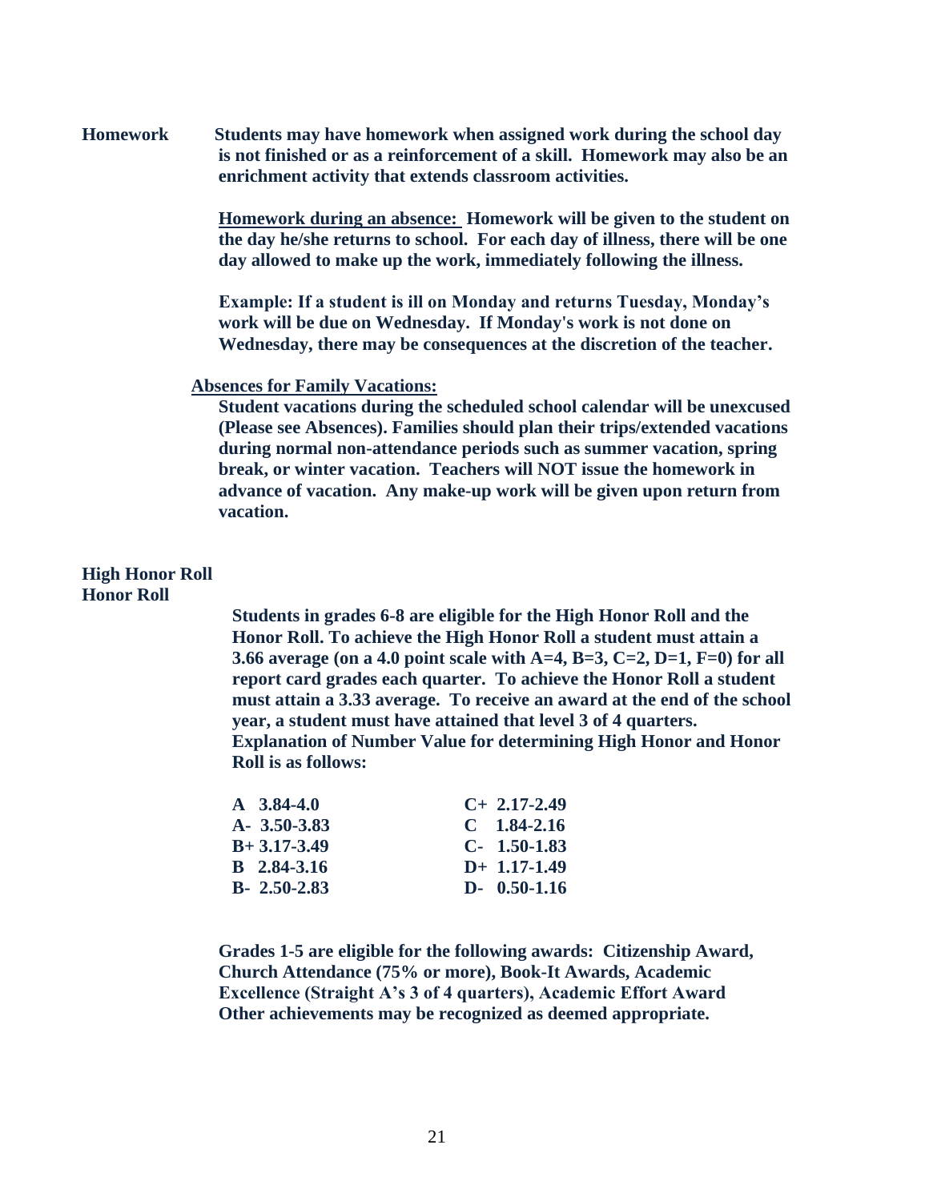**Homework** Students may have homework when assigned work during the school day is not finished or as a reinforcement of a skill. Homework may also be an enrichment activity that extends classroom activities.

<u>**Homework during an absence:**</u> **Homework will be given to the student on the day he/she returns to school. For each day of illness, there will be one day allowed to make up the work, immediately following the illness.**

**Example: If a student is ill on Monday and returns Tuesday, Monday's work will be due on Wednesday. If Monday's work is not done on Wednesday, there may be consequences at the discretion of the teacher.**

<u>**Absences for Family Vacations:**</u>

**Student vacations during the scheduled school calendar will be unexcused (Please see Absences). Families should plan their trips/extended vacations during normal non-attendance periods such as summer vacation, spring break, or winter vacation. Teachers will NOT issue the homework in advance of vacation. Any make-up work will be given upon return from vacation.**

**High Honor Roll**
**Honor Roll**

**Students in grades 6-8 are eligible for the High Honor Roll and the Honor Roll. To achieve the High Honor Roll a student must attain a 3.66 average (on a 4.0 point scale with A=4, B=3, C=2, D=1, F=0) for all report card grades each quarter. To achieve the Honor Roll a student must attain a 3.33 average. To receive an award at the end of the school year, a student must have attained that level 3 of 4 quarters. Explanation of Number Value for determining High Honor and Honor Roll is as follows:**

| | | | |
|---|---|---|---|
| A | 3.84-4.0 | C+ | 2.17-2.49 |
| A- | 3.50-3.83 | C | 1.84-2.16 |
| B+ | 3.17-3.49 | C- | 1.50-1.83 |
| B | 2.84-3.16 | D+ | 1.17-1.49 |
| B- | 2.50-2.83 | D- | 0.50-1.16 |

**Grades 1-5 are eligible for the following awards: Citizenship Award, Church Attendance (75% or more), Book-It Awards, Academic Excellence (Straight A's 3 of 4 quarters), Academic Effort Award Other achievements may be recognized as deemed appropriate.**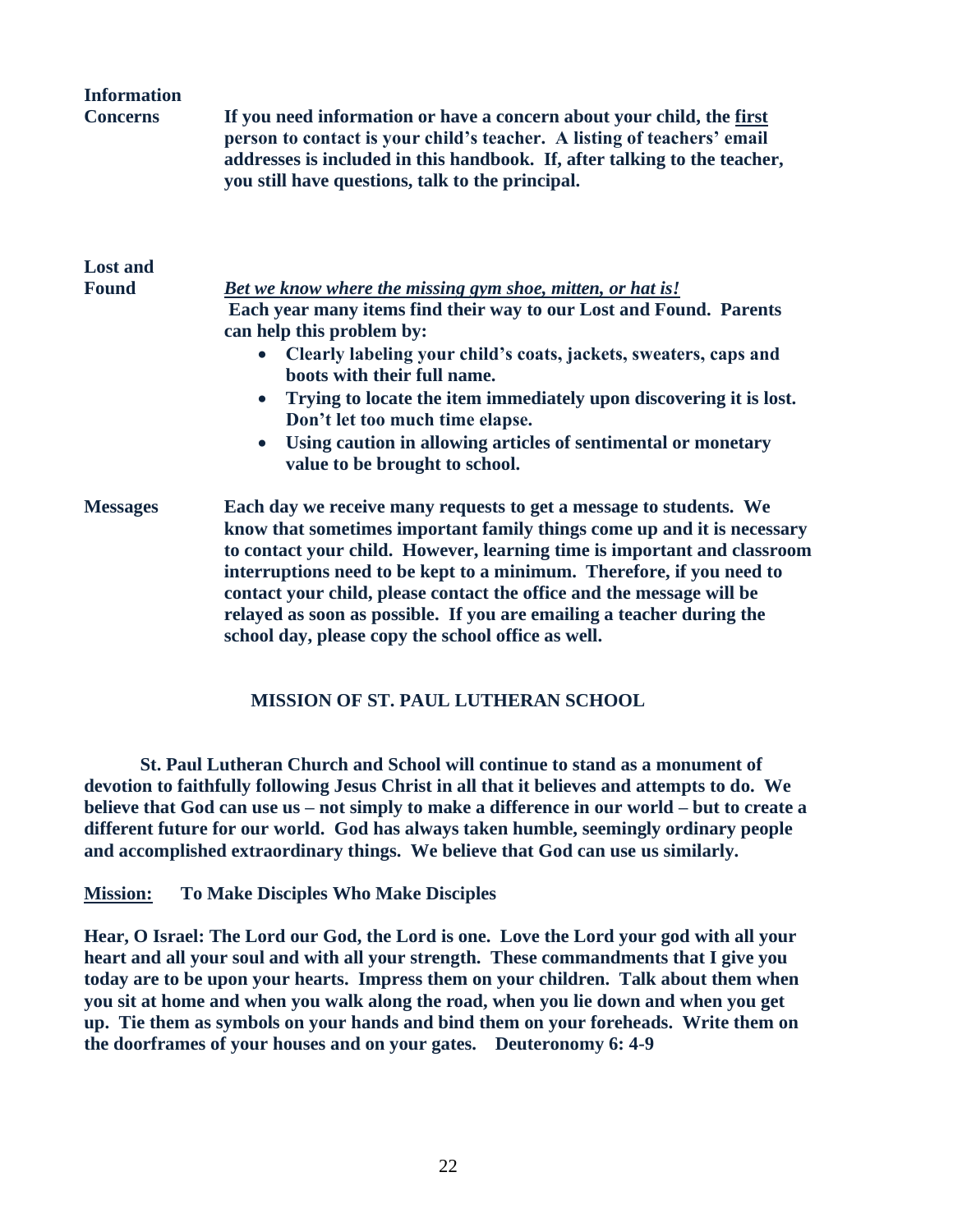**Information Concerns**

**If you need information or have a concern about your child, the <u>first</u> person to contact is your child's teacher. A listing of teachers' email addresses is included in this handbook. If, after talking to the teacher, you still have questions, talk to the principal.**

**Lost and Found**

***<u>Bet we know where the missing gym shoe, mitten, or hat is!</u>***

**Each year many items find their way to our Lost and Found. Parents can help this problem by:**

- **Clearly labeling your child's coats, jackets, sweaters, caps and boots with their full name.**
- **Trying to locate the item immediately upon discovering it is lost. Don't let too much time elapse.**
- **Using caution in allowing articles of sentimental or monetary value to be brought to school.**

**Messages**

**Each day we receive many requests to get a message to students. We know that sometimes important family things come up and it is necessary to contact your child. However, learning time is important and classroom interruptions need to be kept to a minimum. Therefore, if you need to contact your child, please contact the office and the message will be relayed as soon as possible. If you are emailing a teacher during the school day, please copy the school office as well.**

## MISSION OF ST. PAUL LUTHERAN SCHOOL

**St. Paul Lutheran Church and School will continue to stand as a monument of devotion to faithfully following Jesus Christ in all that it believes and attempts to do. We believe that God can use us – not simply to make a difference in our world – but to create a different future for our world. God has always taken humble, seemingly ordinary people and accomplished extraordinary things. We believe that God can use us similarly.**

**<u>Mission:</u> To Make Disciples Who Make Disciples**

**Hear, O Israel: The Lord our God, the Lord is one. Love the Lord your god with all your heart and all your soul and with all your strength. These commandments that I give you today are to be upon your hearts. Impress them on your children. Talk about them when you sit at home and when you walk along the road, when you lie down and when you get up. Tie them as symbols on your hands and bind them on your foreheads. Write them on the doorframes of your houses and on your gates. Deuteronomy 6: 4-9**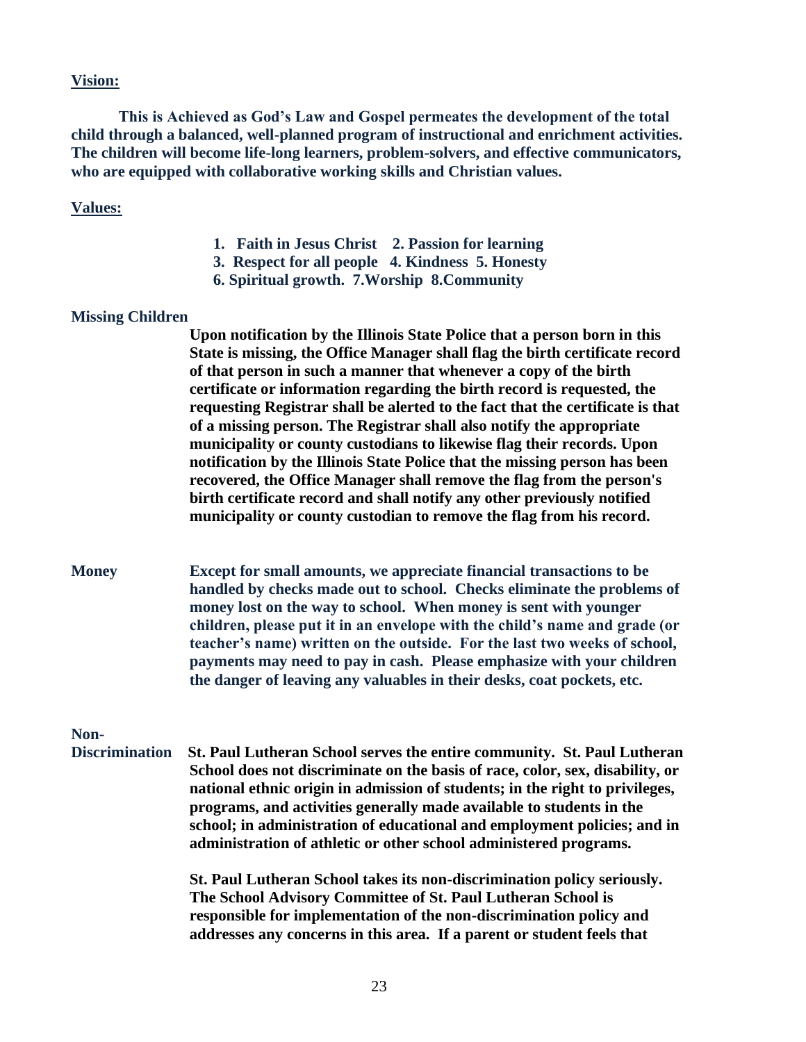**Vision:**

**This is Achieved as God's Law and Gospel permeates the development of the total child through a balanced, well-planned program of instructional and enrichment activities. The children will become life-long learners, problem-solvers, and effective communicators, who are equipped with collaborative working skills and Christian values.**

**Values:**

**1. Faith in Jesus Christ 2. Passion for learning**
**3. Respect for all people 4. Kindness 5. Honesty**
**6. Spiritual growth. 7.Worship 8.Community**

**Missing Children**

**Upon notification by the Illinois State Police that a person born in this State is missing, the Office Manager shall flag the birth certificate record of that person in such a manner that whenever a copy of the birth certificate or information regarding the birth record is requested, the requesting Registrar shall be alerted to the fact that the certificate is that of a missing person. The Registrar shall also notify the appropriate municipality or county custodians to likewise flag their records. Upon notification by the Illinois State Police that the missing person has been recovered, the Office Manager shall remove the flag from the person's birth certificate record and shall notify any other previously notified municipality or county custodian to remove the flag from his record.**

**Money**

**Except for small amounts, we appreciate financial transactions to be handled by checks made out to school. Checks eliminate the problems of money lost on the way to school. When money is sent with younger children, please put it in an envelope with the child's name and grade (or teacher's name) written on the outside. For the last two weeks of school, payments may need to pay in cash. Please emphasize with your children the danger of leaving any valuables in their desks, coat pockets, etc.**

**Non-Discrimination**

**St. Paul Lutheran School serves the entire community. St. Paul Lutheran School does not discriminate on the basis of race, color, sex, disability, or national ethnic origin in admission of students; in the right to privileges, programs, and activities generally made available to students in the school; in administration of educational and employment policies; and in administration of athletic or other school administered programs.**

**St. Paul Lutheran School takes its non-discrimination policy seriously. The School Advisory Committee of St. Paul Lutheran School is responsible for implementation of the non-discrimination policy and addresses any concerns in this area. If a parent or student feels that**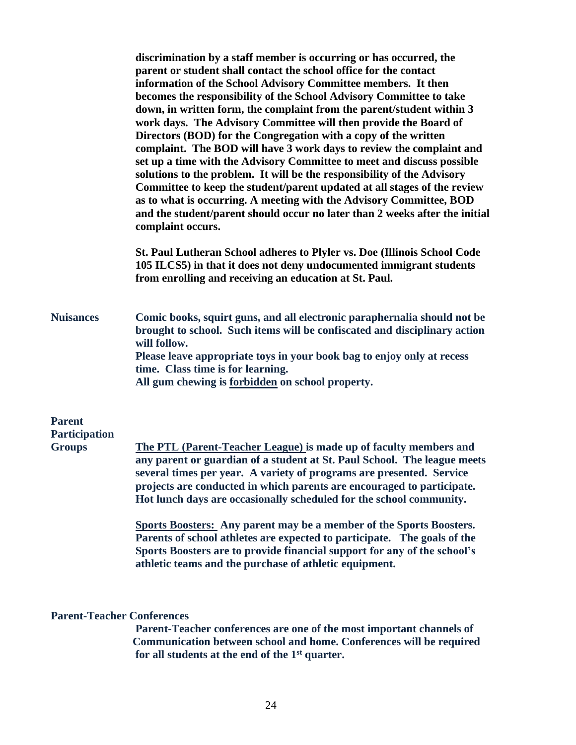**discrimination by a staff member is occurring or has occurred, the parent or student shall contact the school office for the contact information of the School Advisory Committee members. It then becomes the responsibility of the School Advisory Committee to take down, in written form, the complaint from the parent/student within 3 work days. The Advisory Committee will then provide the Board of Directors (BOD) for the Congregation with a copy of the written complaint. The BOD will have 3 work days to review the complaint and set up a time with the Advisory Committee to meet and discuss possible solutions to the problem. It will be the responsibility of the Advisory Committee to keep the student/parent updated at all stages of the review as to what is occurring. A meeting with the Advisory Committee, BOD and the student/parent should occur no later than 2 weeks after the initial complaint occurs.**

**St. Paul Lutheran School adheres to Plyler vs. Doe (Illinois School Code 105 ILCS5) in that it does not deny undocumented immigrant students from enrolling and receiving an education at St. Paul.**

**Nuisances**

**Comic books, squirt guns, and all electronic paraphernalia should not be brought to school. Such items will be confiscated and disciplinary action will follow.**
**Please leave appropriate toys in your book bag to enjoy only at recess time. Class time is for learning.**
**All gum chewing is <u>forbidden</u> on school property.**

**Parent Participation Groups**

**<u>The PTL (Parent-Teacher League)</u> is made up of faculty members and any parent or guardian of a student at St. Paul School. The league meets several times per year. A variety of programs are presented. Service projects are conducted in which parents are encouraged to participate. Hot lunch days are occasionally scheduled for the school community.**

**<u>Sports Boosters:</u> Any parent may be a member of the Sports Boosters. Parents of school athletes are expected to participate. The goals of the Sports Boosters are to provide financial support for any of the school's athletic teams and the purchase of athletic equipment.**

**Parent-Teacher Conferences**

**Parent-Teacher conferences are one of the most important channels of Communication between school and home. Conferences will be required for all students at the end of the 1st quarter.**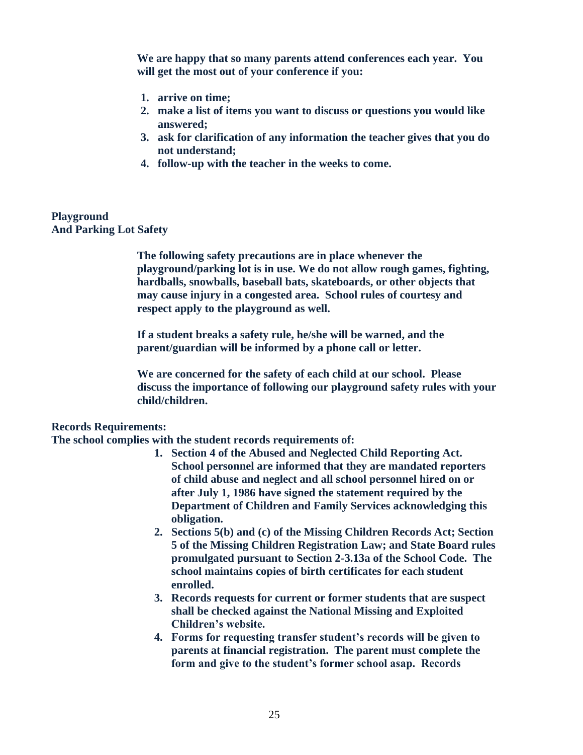**We are happy that so many parents attend conferences each year. You will get the most out of your conference if you:**

1. **arrive on time;**
2. **make a list of items you want to discuss or questions you would like answered;**
3. **ask for clarification of any information the teacher gives that you do not understand;**
4. **follow-up with the teacher in the weeks to come.**

## Playground And Parking Lot Safety

**The following safety precautions are in place whenever the playground/parking lot is in use. We do not allow rough games, fighting, hardballs, snowballs, baseball bats, skateboards, or other objects that may cause injury in a congested area. School rules of courtesy and respect apply to the playground as well.**

**If a student breaks a safety rule, he/she will be warned, and the parent/guardian will be informed by a phone call or letter.**

**We are concerned for the safety of each child at our school. Please discuss the importance of following our playground safety rules with your child/children.**

## Records Requirements:

**The school complies with the student records requirements of:**

1. **Section 4 of the Abused and Neglected Child Reporting Act. School personnel are informed that they are mandated reporters of child abuse and neglect and all school personnel hired on or after July 1, 1986 have signed the statement required by the Department of Children and Family Services acknowledging this obligation.**
2. **Sections 5(b) and (c) of the Missing Children Records Act; Section 5 of the Missing Children Registration Law; and State Board rules promulgated pursuant to Section 2-3.13a of the School Code. The school maintains copies of birth certificates for each student enrolled.**
3. **Records requests for current or former students that are suspect shall be checked against the National Missing and Exploited Children's website.**
4. **Forms for requesting transfer student's records will be given to parents at financial registration. The parent must complete the form and give to the student's former school asap. Records**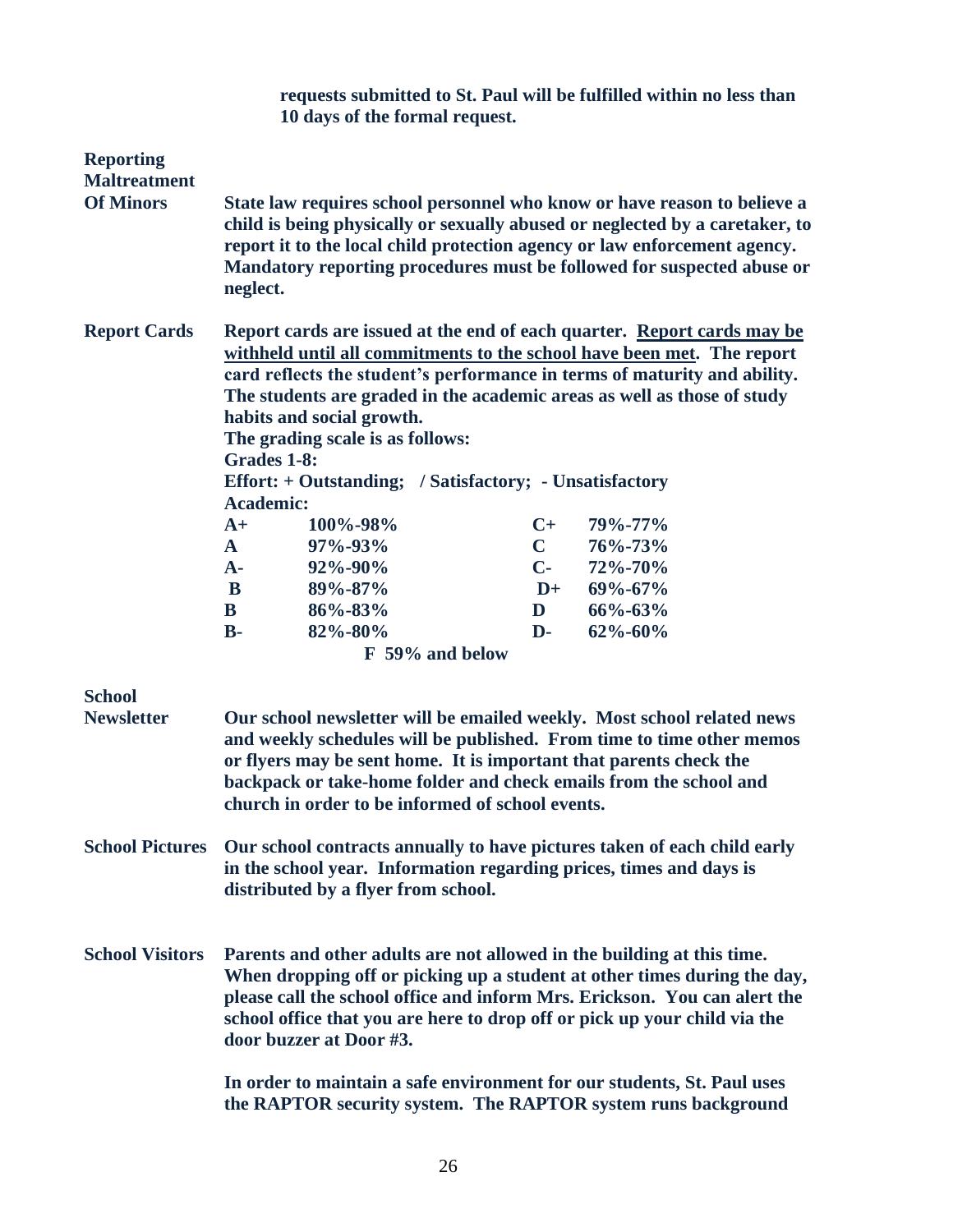**requests submitted to St. Paul will be fulfilled within no less than 10 days of the formal request.**

### Reporting Maltreatment Of Minors

**State law requires school personnel who know or have reason to believe a child is being physically or sexually abused or neglected by a caretaker, to report it to the local child protection agency or law enforcement agency. Mandatory reporting procedures must be followed for suspected abuse or neglect.**

### Report Cards

**Report cards are issued at the end of each quarter. <u>Report cards may be withheld until all commitments to the school have been met</u>. The report card reflects the student's performance in terms of maturity and ability. The students are graded in the academic areas as well as those of study habits and social growth.**

**The grading scale is as follows:**

**Grades 1-8:**

**Effort: + Outstanding; / Satisfactory; - Unsatisfactory**

**Academic:**

| | | | |
|---|---|---|---|
| **A+** | **100%-98%** | **C+** | **79%-77%** |
| **A** | **97%-93%** | **C** | **76%-73%** |
| **A-** | **92%-90%** | **C-** | **72%-70%** |
| **B** | **89%-87%** | **D+** | **69%-67%** |
| **B** | **86%-83%** | **D** | **66%-63%** |
| **B-** | **82%-80%** | **D-** | **62%-60%** |

**F 59% and below**

### School Newsletter

**Our school newsletter will be emailed weekly. Most school related news and weekly schedules will be published. From time to time other memos or flyers may be sent home. It is important that parents check the backpack or take-home folder and check emails from the school and church in order to be informed of school events.**

### School Pictures

**Our school contracts annually to have pictures taken of each child early in the school year. Information regarding prices, times and days is distributed by a flyer from school.**

### School Visitors

**Parents and other adults are not allowed in the building at this time. When dropping off or picking up a student at other times during the day, please call the school office and inform Mrs. Erickson. You can alert the school office that you are here to drop off or pick up your child via the door buzzer at Door #3.**

**In order to maintain a safe environment for our students, St. Paul uses the RAPTOR security system. The RAPTOR system runs background**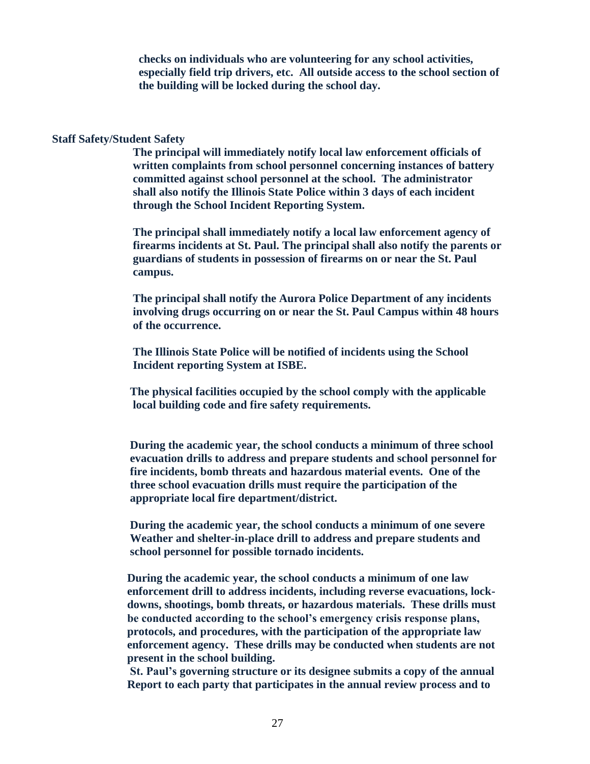**checks on individuals who are volunteering for any school activities, especially field trip drivers, etc. All outside access to the school section of the building will be locked during the school day.**

**Staff Safety/Student Safety**

**The principal will immediately notify local law enforcement officials of written complaints from school personnel concerning instances of battery committed against school personnel at the school. The administrator shall also notify the Illinois State Police within 3 days of each incident through the School Incident Reporting System.**

**The principal shall immediately notify a local law enforcement agency of firearms incidents at St. Paul. The principal shall also notify the parents or guardians of students in possession of firearms on or near the St. Paul campus.**

**The principal shall notify the Aurora Police Department of any incidents involving drugs occurring on or near the St. Paul Campus within 48 hours of the occurrence.**

**The Illinois State Police will be notified of incidents using the School Incident reporting System at ISBE.**

**The physical facilities occupied by the school comply with the applicable local building code and fire safety requirements.**

**During the academic year, the school conducts a minimum of three school evacuation drills to address and prepare students and school personnel for fire incidents, bomb threats and hazardous material events. One of the three school evacuation drills must require the participation of the appropriate local fire department/district.**

**During the academic year, the school conducts a minimum of one severe Weather and shelter-in-place drill to address and prepare students and school personnel for possible tornado incidents.**

**During the academic year, the school conducts a minimum of one law enforcement drill to address incidents, including reverse evacuations, lock-downs, shootings, bomb threats, or hazardous materials. These drills must be conducted according to the school's emergency crisis response plans, protocols, and procedures, with the participation of the appropriate law enforcement agency. These drills may be conducted when students are not present in the school building.**
**St. Paul's governing structure or its designee submits a copy of the annual Report to each party that participates in the annual review process and to**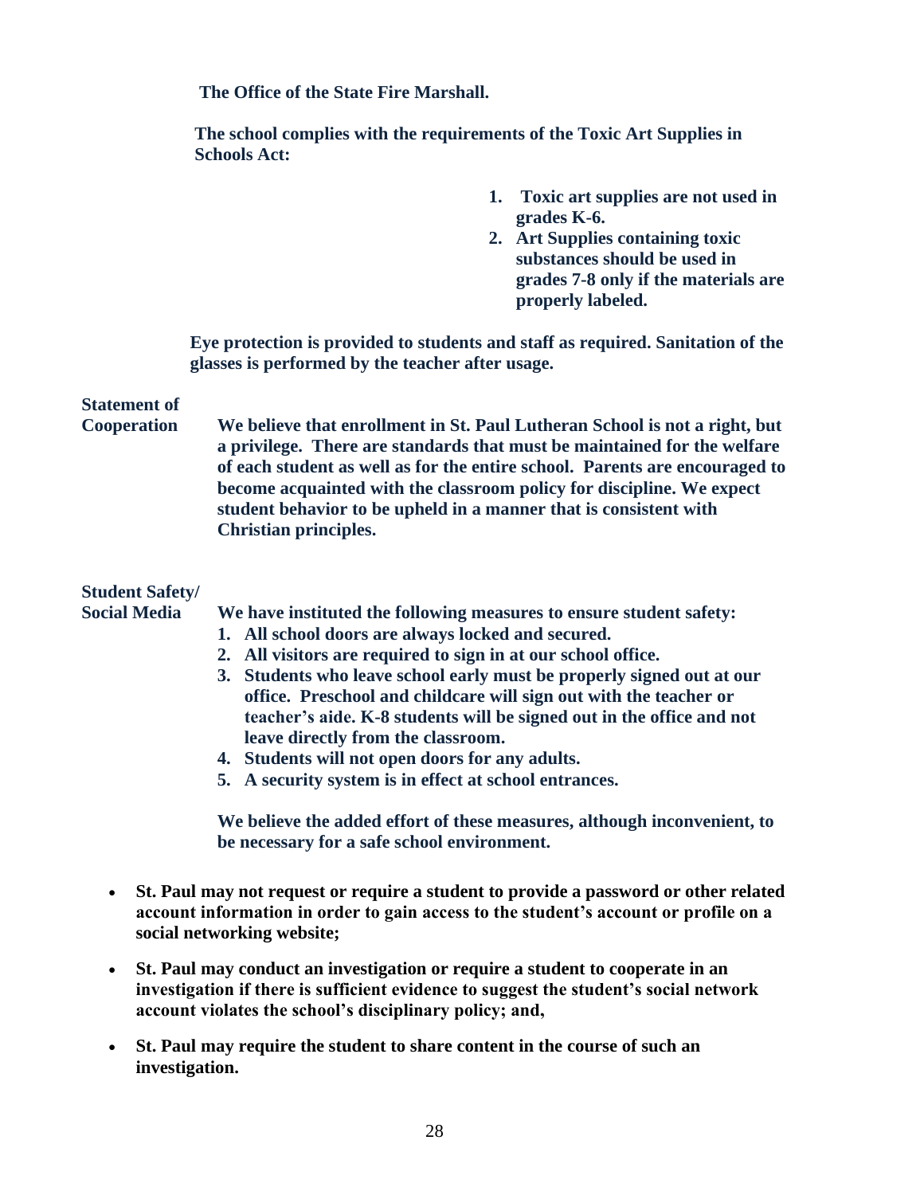**The Office of the State Fire Marshall.**

**The school complies with the requirements of the Toxic Art Supplies in Schools Act:**

1. **Toxic art supplies are not used in grades K-6.**
2. **Art Supplies containing toxic substances should be used in grades 7-8 only if the materials are properly labeled.**

**Eye protection is provided to students and staff as required. Sanitation of the glasses is performed by the teacher after usage.**

**Statement of Cooperation**

**We believe that enrollment in St. Paul Lutheran School is not a right, but a privilege. There are standards that must be maintained for the welfare of each student as well as for the entire school. Parents are encouraged to become acquainted with the classroom policy for discipline. We expect student behavior to be upheld in a manner that is consistent with Christian principles.**

**Student Safety/ Social Media**

**We have instituted the following measures to ensure student safety:**

1. **All school doors are always locked and secured.**
2. **All visitors are required to sign in at our school office.**
3. **Students who leave school early must be properly signed out at our office. Preschool and childcare will sign out with the teacher or teacher's aide. K-8 students will be signed out in the office and not leave directly from the classroom.**
4. **Students will not open doors for any adults.**
5. **A security system is in effect at school entrances.**

**We believe the added effort of these measures, although inconvenient, to be necessary for a safe school environment.**

- **St. Paul may not request or require a student to provide a password or other related account information in order to gain access to the student's account or profile on a social networking website;**
- **St. Paul may conduct an investigation or require a student to cooperate in an investigation if there is sufficient evidence to suggest the student's social network account violates the school's disciplinary policy; and,**
- **St. Paul may require the student to share content in the course of such an investigation.**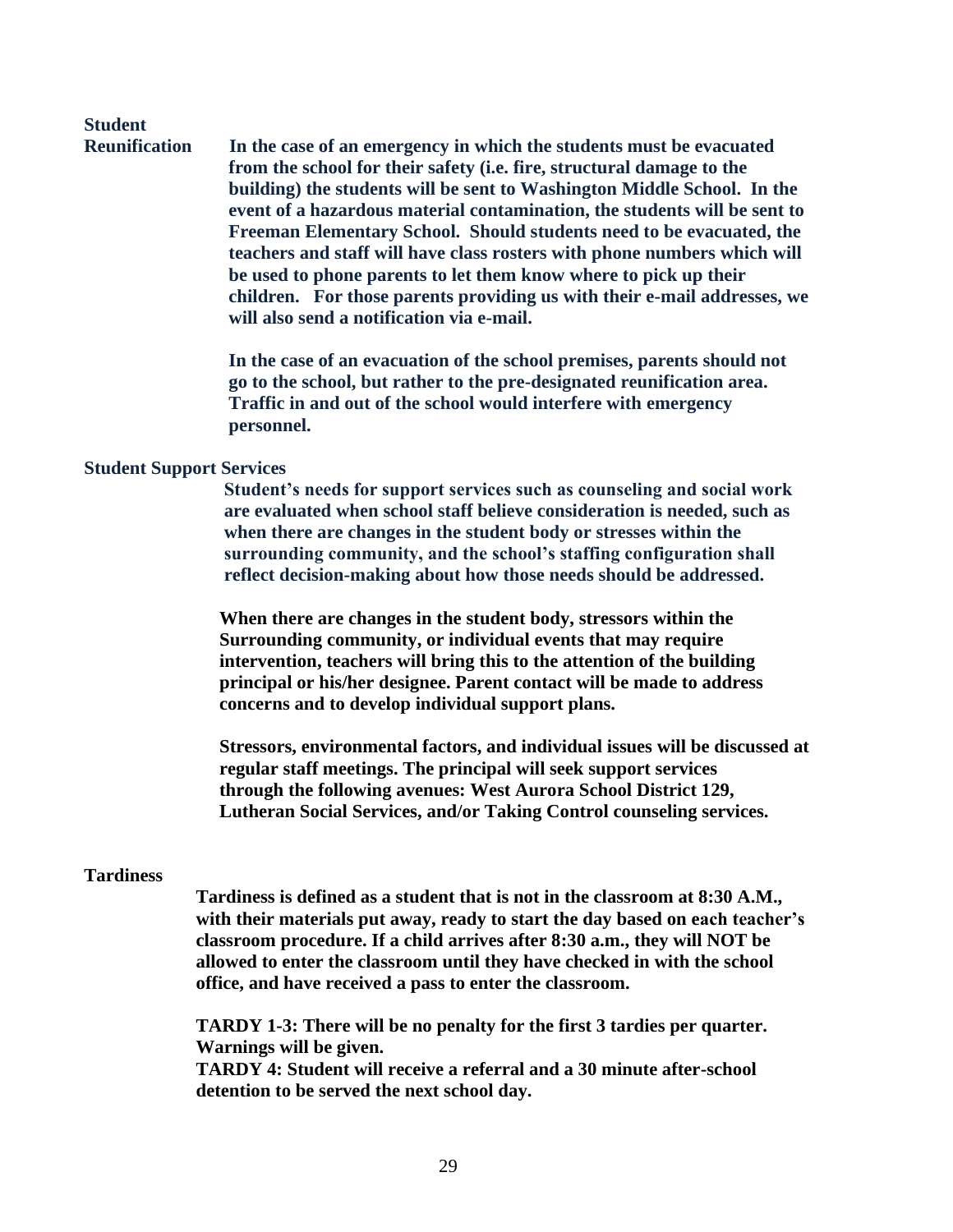## Student Reunification

**In the case of an emergency in which the students must be evacuated from the school for their safety (i.e. fire, structural damage to the building) the students will be sent to Washington Middle School. In the event of a hazardous material contamination, the students will be sent to Freeman Elementary School. Should students need to be evacuated, the teachers and staff will have class rosters with phone numbers which will be used to phone parents to let them know where to pick up their children. For those parents providing us with their e-mail addresses, we will also send a notification via e-mail.**

**In the case of an evacuation of the school premises, parents should not go to the school, but rather to the pre-designated reunification area. Traffic in and out of the school would interfere with emergency personnel.**

## Student Support Services

**Student's needs for support services such as counseling and social work are evaluated when school staff believe consideration is needed, such as when there are changes in the student body or stresses within the surrounding community, and the school's staffing configuration shall reflect decision-making about how those needs should be addressed.**

**When there are changes in the student body, stressors within the Surrounding community, or individual events that may require intervention, teachers will bring this to the attention of the building principal or his/her designee. Parent contact will be made to address concerns and to develop individual support plans.**

**Stressors, environmental factors, and individual issues will be discussed at regular staff meetings. The principal will seek support services through the following avenues: West Aurora School District 129, Lutheran Social Services, and/or Taking Control counseling services.**

## Tardiness

**Tardiness is defined as a student that is not in the classroom at 8:30 A.M., with their materials put away, ready to start the day based on each teacher's classroom procedure. If a child arrives after 8:30 a.m., they will NOT be allowed to enter the classroom until they have checked in with the school office, and have received a pass to enter the classroom.**

**TARDY 1-3: There will be no penalty for the first 3 tardies per quarter. Warnings will be given.**
**TARDY 4: Student will receive a referral and a 30 minute after-school detention to be served the next school day.**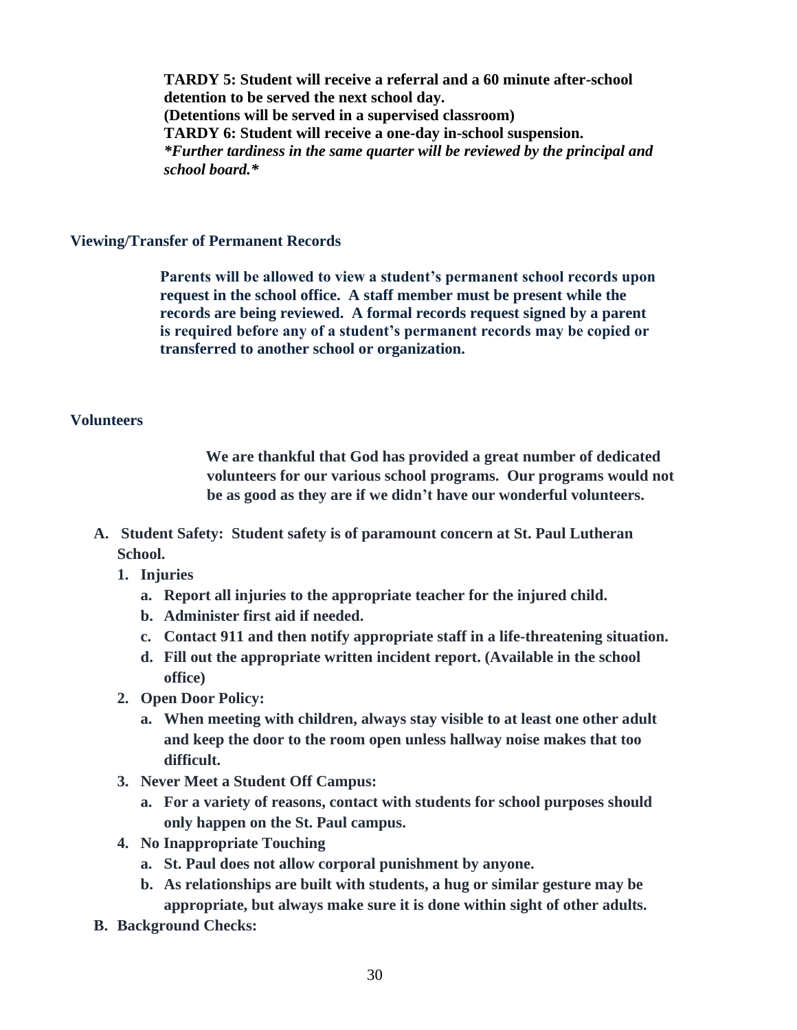**TARDY 5: Student will receive a referral and a 60 minute after-school detention to be served the next school day.**
**(Detentions will be served in a supervised classroom)**
**TARDY 6: Student will receive a one-day in-school suspension.**
***\*Further tardiness in the same quarter will be reviewed by the principal and school board.\****

## Viewing/Transfer of Permanent Records

**Parents will be allowed to view a student's permanent school records upon request in the school office. A staff member must be present while the records are being reviewed. A formal records request signed by a parent is required before any of a student's permanent records may be copied or transferred to another school or organization.**

## Volunteers

**We are thankful that God has provided a great number of dedicated volunteers for our various school programs. Our programs would not be as good as they are if we didn't have our wonderful volunteers.**

**A. Student Safety: Student safety is of paramount concern at St. Paul Lutheran School.**
   1. **Injuries**
      a. **Report all injuries to the appropriate teacher for the injured child.**
      b. **Administer first aid if needed.**
      c. **Contact 911 and then notify appropriate staff in a life-threatening situation.**
      d. **Fill out the appropriate written incident report. (Available in the school office)**
   2. **Open Door Policy:**
      a. **When meeting with children, always stay visible to at least one other adult and keep the door to the room open unless hallway noise makes that too difficult.**
   3. **Never Meet a Student Off Campus:**
      a. **For a variety of reasons, contact with students for school purposes should only happen on the St. Paul campus.**
   4. **No Inappropriate Touching**
      a. **St. Paul does not allow corporal punishment by anyone.**
      b. **As relationships are built with students, a hug or similar gesture may be appropriate, but always make sure it is done within sight of other adults.**

**B. Background Checks:**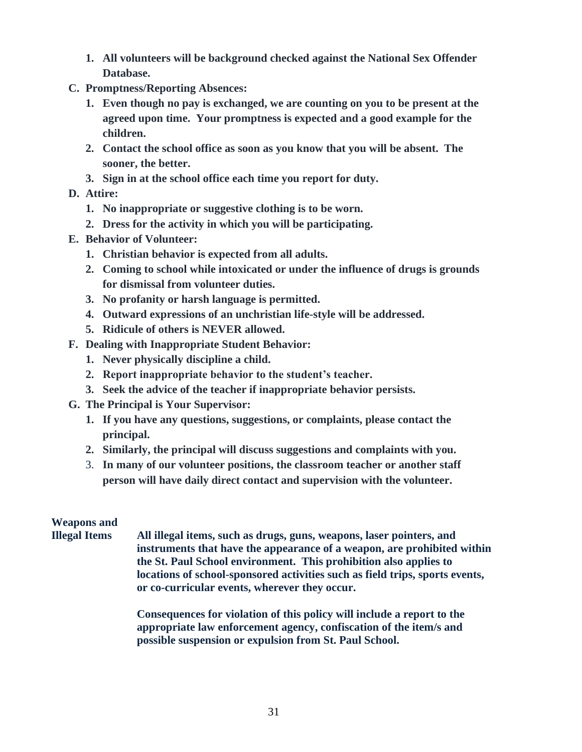1. **All volunteers will be background checked against the National Sex Offender Database.**

**C. Promptness/Reporting Absences:**

1. **Even though no pay is exchanged, we are counting on you to be present at the agreed upon time. Your promptness is expected and a good example for the children.**
2. **Contact the school office as soon as you know that you will be absent. The sooner, the better.**
3. **Sign in at the school office each time you report for duty.**

**D. Attire:**

1. **No inappropriate or suggestive clothing is to be worn.**
2. **Dress for the activity in which you will be participating.**

**E. Behavior of Volunteer:**

1. **Christian behavior is expected from all adults.**
2. **Coming to school while intoxicated or under the influence of drugs is grounds for dismissal from volunteer duties.**
3. **No profanity or harsh language is permitted.**
4. **Outward expressions of an unchristian life-style will be addressed.**
5. **Ridicule of others is NEVER allowed.**

**F. Dealing with Inappropriate Student Behavior:**

1. **Never physically discipline a child.**
2. **Report inappropriate behavior to the student's teacher.**
3. **Seek the advice of the teacher if inappropriate behavior persists.**

**G. The Principal is Your Supervisor:**

1. **If you have any questions, suggestions, or complaints, please contact the principal.**
2. **Similarly, the principal will discuss suggestions and complaints with you.**
3. **In many of our volunteer positions, the classroom teacher or another staff person will have daily direct contact and supervision with the volunteer.**

## Weapons and Illegal Items

**All illegal items, such as drugs, guns, weapons, laser pointers, and instruments that have the appearance of a weapon, are prohibited within the St. Paul School environment. This prohibition also applies to locations of school-sponsored activities such as field trips, sports events, or co-curricular events, wherever they occur.**

**Consequences for violation of this policy will include a report to the appropriate law enforcement agency, confiscation of the item/s and possible suspension or expulsion from St. Paul School.**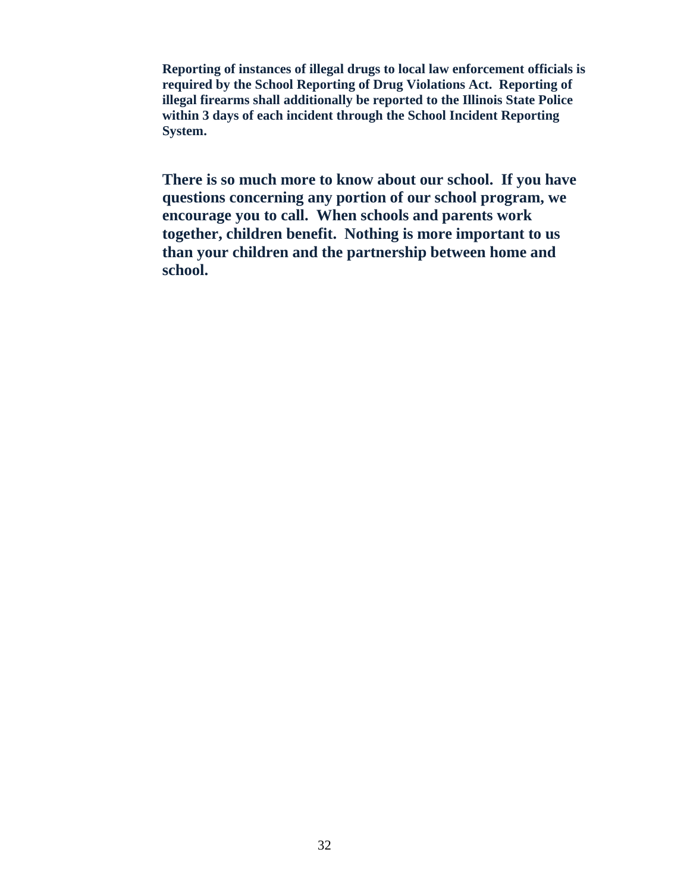**Reporting of instances of illegal drugs to local law enforcement officials is required by the School Reporting of Drug Violations Act. Reporting of illegal firearms shall additionally be reported to the Illinois State Police within 3 days of each incident through the School Incident Reporting System.**

**There is so much more to know about our school. If you have questions concerning any portion of our school program, we encourage you to call. When schools and parents work together, children benefit. Nothing is more important to us than your children and the partnership between home and school.**